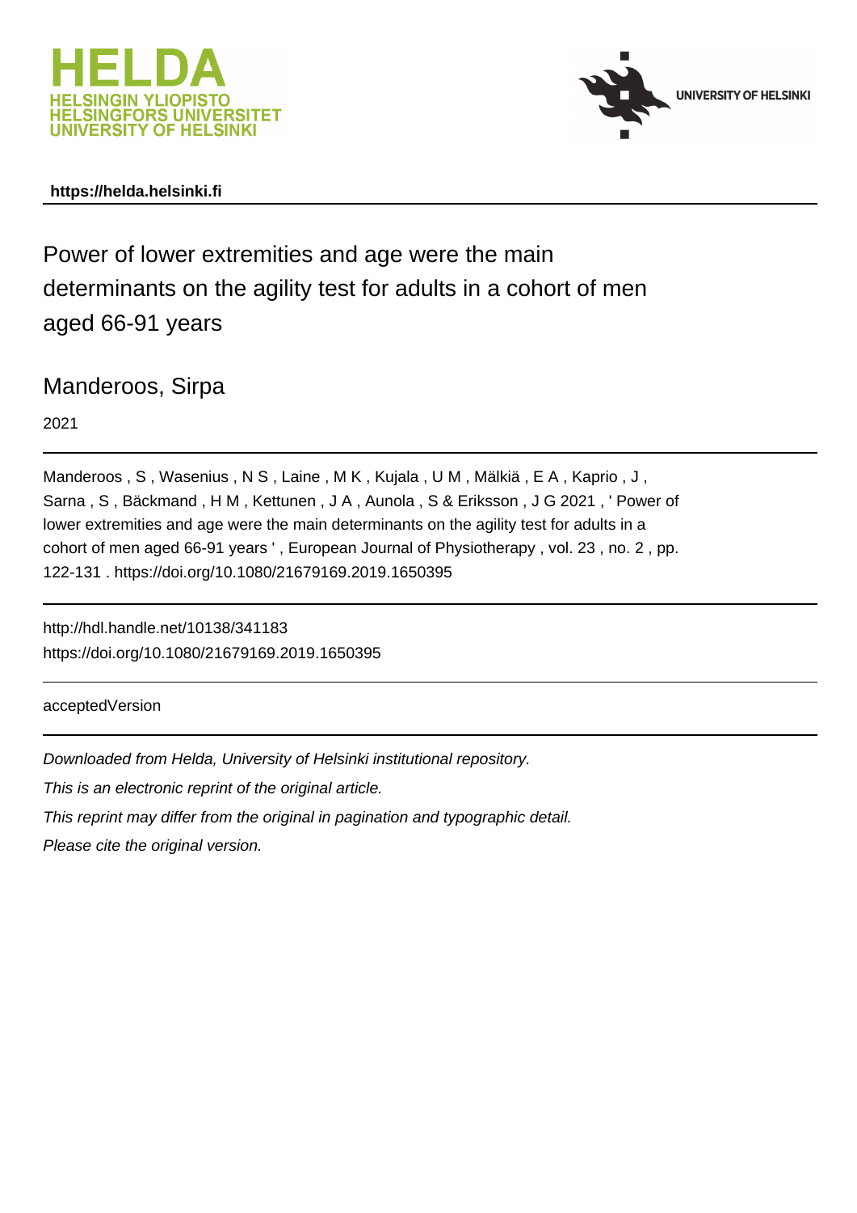HELDA
HELSINGIN YLIOPISTO
HELSINGFORS UNIVERSITET
UNIVERSITY OF HELSINKI

UNIVERSITY OF HELSINKI

**https://helda.helsinki.fi**

# Power of lower extremities and age were the main determinants on the agility test for adults in a cohort of men aged 66-91 years

## Manderoos, Sirpa

2021

Manderoos , S , Wasenius , N S , Laine , M K , Kujala , U M , Mälkiä , E A , Kaprio , J , Sarna , S , Bäckmand , H M , Kettunen , J A , Aunola , S & Eriksson , J G 2021 , ' Power of lower extremities and age were the main determinants on the agility test for adults in a cohort of men aged 66-91 years ' , European Journal of Physiotherapy , vol. 23 , no. 2 , pp. 122-131 . https://doi.org/10.1080/21679169.2019.1650395

http://hdl.handle.net/10138/341183
https://doi.org/10.1080/21679169.2019.1650395

acceptedVersion

*Downloaded from Helda, University of Helsinki institutional repository.*

*This is an electronic reprint of the original article.*

*This reprint may differ from the original in pagination and typographic detail.*

*Please cite the original version.*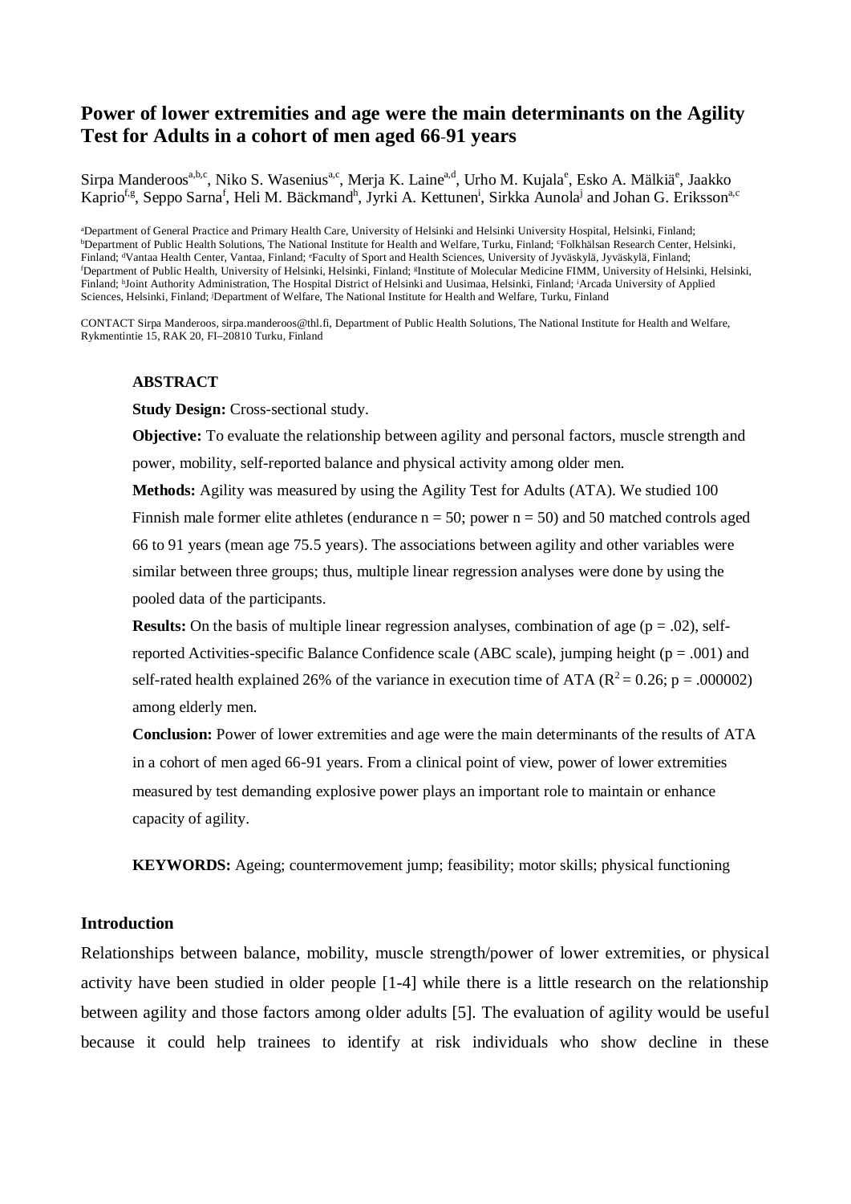# Power of lower extremities and age were the main determinants on the Agility Test for Adults in a cohort of men aged 66-91 years

Sirpa Manderoos[a,b,c], Niko S. Wasenius[a,c], Merja K. Laine[a,d], Urho M. Kujala[e], Esko A. Mälkiä[e], Jaakko Kaprio[f,g], Seppo Sarna[f], Heli M. Bäckmand[h], Jyrki A. Kettunen[i], Sirkka Aunola[j] and Johan G. Eriksson[a,c]

[a]Department of General Practice and Primary Health Care, University of Helsinki and Helsinki University Hospital, Helsinki, Finland; [b]Department of Public Health Solutions, The National Institute for Health and Welfare, Turku, Finland; [c]Folkhälsan Research Center, Helsinki, Finland; [d]Vantaa Health Center, Vantaa, Finland; [e]Faculty of Sport and Health Sciences, University of Jyväskylä, Jyväskylä, Finland; [f]Department of Public Health, University of Helsinki, Helsinki, Finland; [g]Institute of Molecular Medicine FIMM, University of Helsinki, Helsinki, Finland; [h]Joint Authority Administration, The Hospital District of Helsinki and Uusimaa, Helsinki, Finland; [i]Arcada University of Applied Sciences, Helsinki, Finland; [j]Department of Welfare, The National Institute for Health and Welfare, Turku, Finland

CONTACT Sirpa Manderoos, sirpa.manderoos@thl.fi, Department of Public Health Solutions, The National Institute for Health and Welfare, Rykmentintie 15, RAK 20, FI–20810 Turku, Finland

## ABSTRACT

**Study Design:** Cross-sectional study.

**Objective:** To evaluate the relationship between agility and personal factors, muscle strength and power, mobility, self-reported balance and physical activity among older men.

**Methods:** Agility was measured by using the Agility Test for Adults (ATA). We studied 100 Finnish male former elite athletes (endurance n = 50; power n = 50) and 50 matched controls aged 66 to 91 years (mean age 75.5 years). The associations between agility and other variables were similar between three groups; thus, multiple linear regression analyses were done by using the pooled data of the participants.

**Results:** On the basis of multiple linear regression analyses, combination of age ($p = .02$), self-reported Activities-specific Balance Confidence scale (ABC scale), jumping height ($p = .001$) and self-rated health explained 26% of the variance in execution time of ATA ($R^2 = 0.26$; $p = .000002$) among elderly men.

**Conclusion:** Power of lower extremities and age were the main determinants of the results of ATA in a cohort of men aged 66-91 years. From a clinical point of view, power of lower extremities measured by test demanding explosive power plays an important role to maintain or enhance capacity of agility.

**KEYWORDS:** Ageing; countermovement jump; feasibility; motor skills; physical functioning

## Introduction

Relationships between balance, mobility, muscle strength/power of lower extremities, or physical activity have been studied in older people [1-4] while there is a little research on the relationship between agility and those factors among older adults [5]. The evaluation of agility would be useful because it could help trainees to identify at risk individuals who show decline in these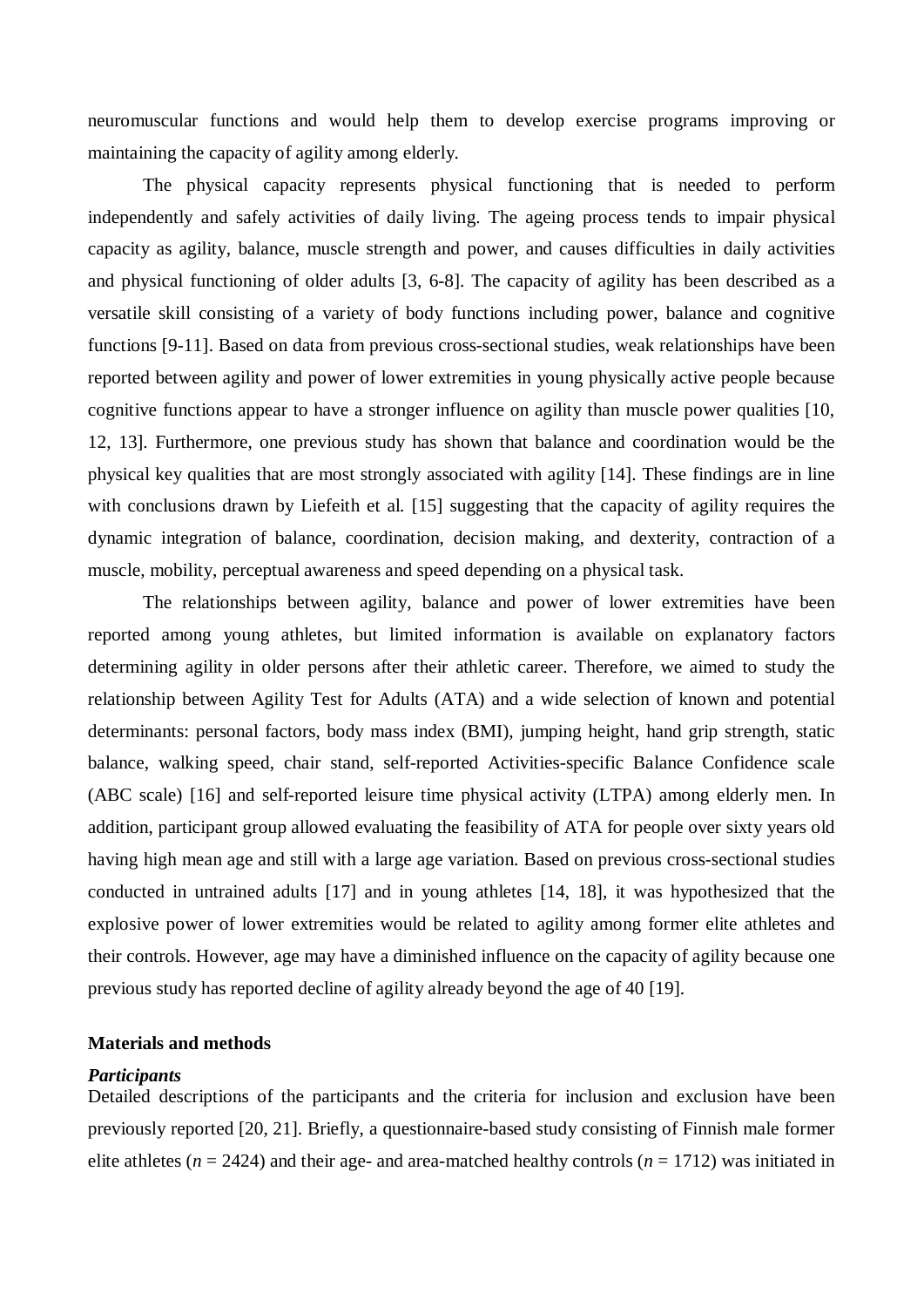neuromuscular functions and would help them to develop exercise programs improving or maintaining the capacity of agility among elderly.

The physical capacity represents physical functioning that is needed to perform independently and safely activities of daily living. The ageing process tends to impair physical capacity as agility, balance, muscle strength and power, and causes difficulties in daily activities and physical functioning of older adults [3, 6-8]. The capacity of agility has been described as a versatile skill consisting of a variety of body functions including power, balance and cognitive functions [9-11]. Based on data from previous cross-sectional studies, weak relationships have been reported between agility and power of lower extremities in young physically active people because cognitive functions appear to have a stronger influence on agility than muscle power qualities [10, 12, 13]. Furthermore, one previous study has shown that balance and coordination would be the physical key qualities that are most strongly associated with agility [14]. These findings are in line with conclusions drawn by Liefeith et al. [15] suggesting that the capacity of agility requires the dynamic integration of balance, coordination, decision making, and dexterity, contraction of a muscle, mobility, perceptual awareness and speed depending on a physical task.

The relationships between agility, balance and power of lower extremities have been reported among young athletes, but limited information is available on explanatory factors determining agility in older persons after their athletic career. Therefore, we aimed to study the relationship between Agility Test for Adults (ATA) and a wide selection of known and potential determinants: personal factors, body mass index (BMI), jumping height, hand grip strength, static balance, walking speed, chair stand, self-reported Activities-specific Balance Confidence scale (ABC scale) [16] and self-reported leisure time physical activity (LTPA) among elderly men. In addition, participant group allowed evaluating the feasibility of ATA for people over sixty years old having high mean age and still with a large age variation. Based on previous cross-sectional studies conducted in untrained adults [17] and in young athletes [14, 18], it was hypothesized that the explosive power of lower extremities would be related to agility among former elite athletes and their controls. However, age may have a diminished influence on the capacity of agility because one previous study has reported decline of agility already beyond the age of 40 [19].

## Materials and methods

### *Participants*

Detailed descriptions of the participants and the criteria for inclusion and exclusion have been previously reported [20, 21]. Briefly, a questionnaire-based study consisting of Finnish male former elite athletes (*n* = 2424) and their age- and area-matched healthy controls (*n* = 1712) was initiated in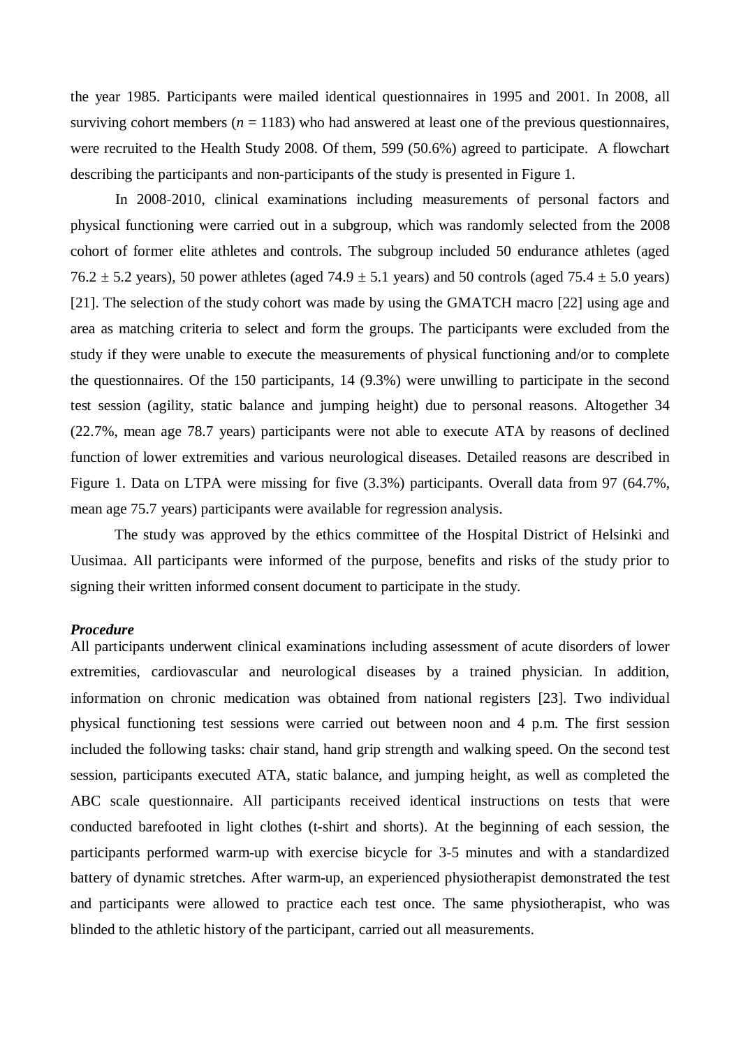the year 1985. Participants were mailed identical questionnaires in 1995 and 2001. In 2008, all surviving cohort members (*n* = 1183) who had answered at least one of the previous questionnaires, were recruited to the Health Study 2008. Of them, 599 (50.6%) agreed to participate. A flowchart describing the participants and non-participants of the study is presented in Figure 1.

In 2008-2010, clinical examinations including measurements of personal factors and physical functioning were carried out in a subgroup, which was randomly selected from the 2008 cohort of former elite athletes and controls. The subgroup included 50 endurance athletes (aged 76.2 ± 5.2 years), 50 power athletes (aged 74.9 ± 5.1 years) and 50 controls (aged 75.4 ± 5.0 years) [21]. The selection of the study cohort was made by using the GMATCH macro [22] using age and area as matching criteria to select and form the groups. The participants were excluded from the study if they were unable to execute the measurements of physical functioning and/or to complete the questionnaires. Of the 150 participants, 14 (9.3%) were unwilling to participate in the second test session (agility, static balance and jumping height) due to personal reasons. Altogether 34 (22.7%, mean age 78.7 years) participants were not able to execute ATA by reasons of declined function of lower extremities and various neurological diseases. Detailed reasons are described in Figure 1. Data on LTPA were missing for five (3.3%) participants. Overall data from 97 (64.7%, mean age 75.7 years) participants were available for regression analysis.

The study was approved by the ethics committee of the Hospital District of Helsinki and Uusimaa. All participants were informed of the purpose, benefits and risks of the study prior to signing their written informed consent document to participate in the study.

***Procedure***

All participants underwent clinical examinations including assessment of acute disorders of lower extremities, cardiovascular and neurological diseases by a trained physician. In addition, information on chronic medication was obtained from national registers [23]. Two individual physical functioning test sessions were carried out between noon and 4 p.m. The first session included the following tasks: chair stand, hand grip strength and walking speed. On the second test session, participants executed ATA, static balance, and jumping height, as well as completed the ABC scale questionnaire. All participants received identical instructions on tests that were conducted barefooted in light clothes (t-shirt and shorts). At the beginning of each session, the participants performed warm-up with exercise bicycle for 3-5 minutes and with a standardized battery of dynamic stretches. After warm-up, an experienced physiotherapist demonstrated the test and participants were allowed to practice each test once. The same physiotherapist, who was blinded to the athletic history of the participant, carried out all measurements.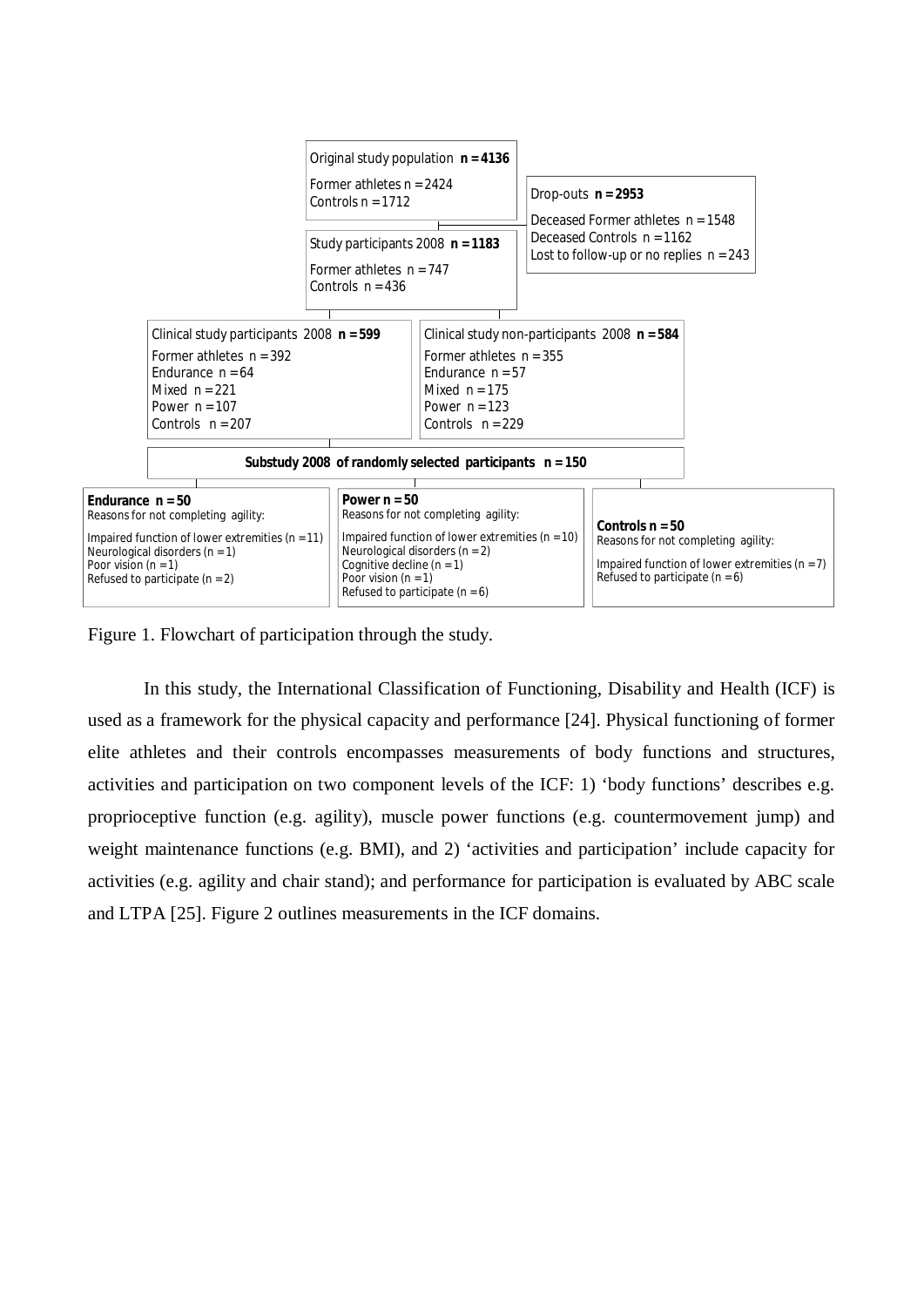Original study population **n = 4136**

Former athletes n = 2424
Controls n = 1712

Drop-outs **n = 2953**

Deceased Former athletes n = 1548
Deceased Controls n = 1162
Lost to follow-up or no replies n = 243

Study participants 2008 **n = 1183**

Former athletes n = 747
Controls n = 436

Clinical study participants 2008 **n = 599**

Former athletes n = 392
Endurance n = 64
Mixed n = 221
Power n = 107
Controls n = 207

Clinical study non-participants 2008 **n = 584**

Former athletes n = 355
Endurance n = 57
Mixed n = 175
Power n = 123
Controls n = 229

**Substudy 2008 of randomly selected participants n = 150**

**Endurance n = 50**
Reasons for not completing agility:
Impaired function of lower extremities (n = 11)
Neurological disorders (n = 1)
Poor vision (n = 1)
Refused to participate (n = 2)

**Power n = 50**
Reasons for not completing agility:
Impaired function of lower extremities (n = 10)
Neurological disorders (n = 2)
Cognitive decline (n = 1)
Poor vision (n = 1)
Refused to participate (n = 6)

**Controls n = 50**
Reasons for not completing agility:
Impaired function of lower extremities (n = 7)
Refused to participate (n = 6)

Figure 1. Flowchart of participation through the study.

In this study, the International Classification of Functioning, Disability and Health (ICF) is used as a framework for the physical capacity and performance [24]. Physical functioning of former elite athletes and their controls encompasses measurements of body functions and structures, activities and participation on two component levels of the ICF: 1) 'body functions' describes e.g. proprioceptive function (e.g. agility), muscle power functions (e.g. countermovement jump) and weight maintenance functions (e.g. BMI), and 2) 'activities and participation' include capacity for activities (e.g. agility and chair stand); and performance for participation is evaluated by ABC scale and LTPA [25]. Figure 2 outlines measurements in the ICF domains.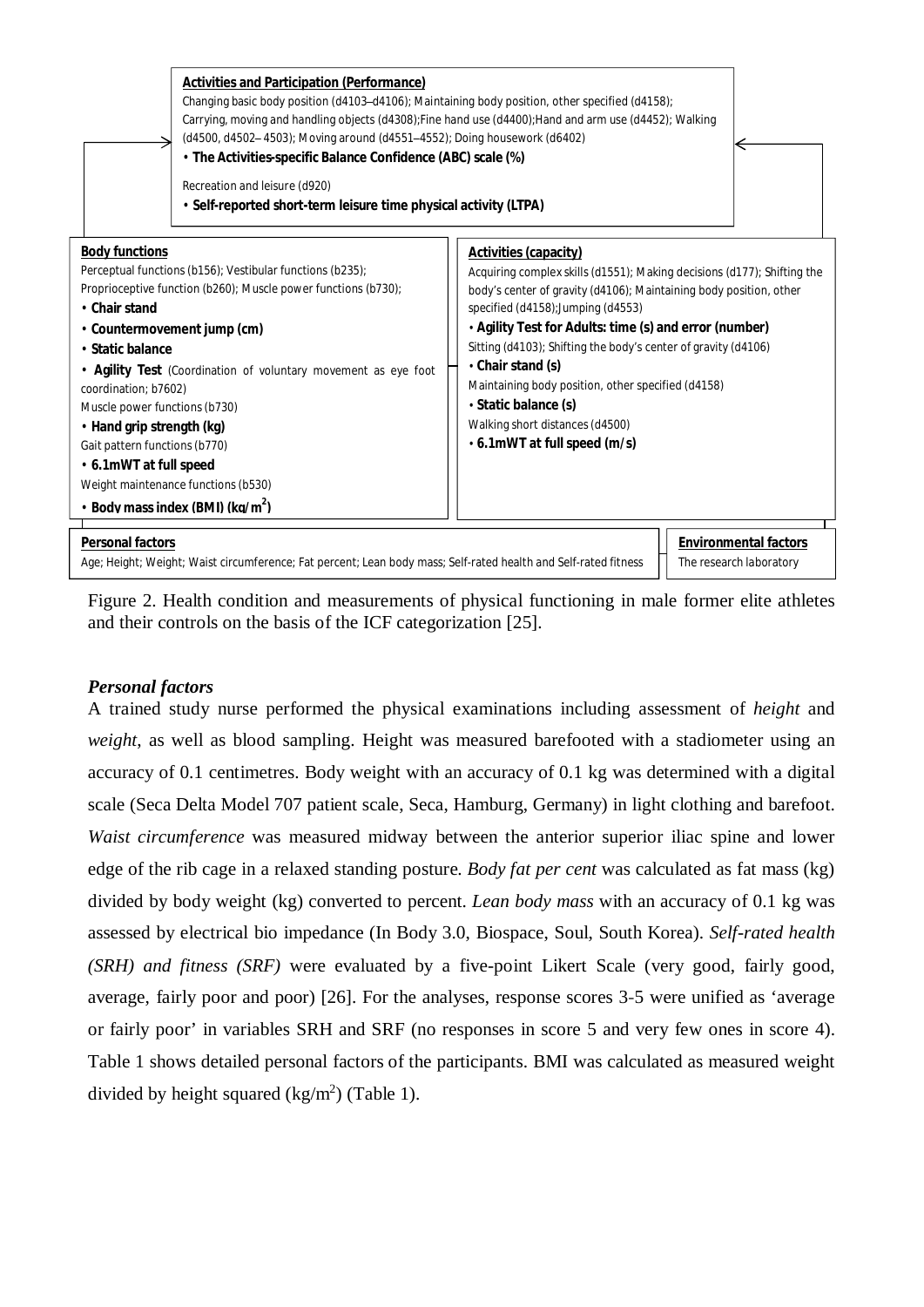**Activities and Participation (Performance)**

Changing basic body position (d4103–d4106); Maintaining body position, other specified (d4158); Carrying, moving and handling objects (d4308);Fine hand use (d4400);Hand and arm use (d4452); Walking (d4500, d4502–4503); Moving around (d4551–4552); Doing housework (d6402)

- **The Activities-specific Balance Confidence (ABC) scale (%)**

Recreation and leisure (d920)

- **Self-reported short-term leisure time physical activity (LTPA)**

**Body functions**

Perceptual functions (b156); Vestibular functions (b235); Proprioceptive function (b260); Muscle power functions (b730);

- **Chair stand**
- **Countermovement jump (cm)**
- **Static balance**
- **Agility Test** (Coordination of voluntary movement as eye foot coordination; b7602)

Muscle power functions (b730)

- **Hand grip strength (kg)**

Gait pattern functions (b770)

- **6.1mWT at full speed**

Weight maintenance functions (b530)

- **Body mass index (BMI) (kg/m$^2$)**

**Activities (capacity)**

Acquiring complex skills (d1551); Making decisions (d177); Shifting the body's center of gravity (d4106); Maintaining body position, other specified (d4158);Jumping (d4553)

- **Agility Test for Adults: time (s) and error (number)**

Sitting (d4103); Shifting the body's center of gravity (d4106)

- **Chair stand (s)**

Maintaining body position, other specified (d4158)

- **Static balance (s)**

Walking short distances (d4500)

- **6.1mWT at full speed (m/s)**

**Personal factors**

Age; Height; Weight; Waist circumference; Fat percent; Lean body mass; Self-rated health and Self-rated fitness

**Environmental factors**

The research laboratory

Figure 2. Health condition and measurements of physical functioning in male former elite athletes and their controls on the basis of the ICF categorization [25].

### *Personal factors*

A trained study nurse performed the physical examinations including assessment of *height* and *weight*, as well as blood sampling. Height was measured barefooted with a stadiometer using an accuracy of 0.1 centimetres. Body weight with an accuracy of 0.1 kg was determined with a digital scale (Seca Delta Model 707 patient scale, Seca, Hamburg, Germany) in light clothing and barefoot. *Waist circumference* was measured midway between the anterior superior iliac spine and lower edge of the rib cage in a relaxed standing posture. *Body fat per cent* was calculated as fat mass (kg) divided by body weight (kg) converted to percent. *Lean body mass* with an accuracy of 0.1 kg was assessed by electrical bio impedance (In Body 3.0, Biospace, Soul, South Korea). *Self-rated health (SRH) and fitness (SRF)* were evaluated by a five-point Likert Scale (very good, fairly good, average, fairly poor and poor) [26]. For the analyses, response scores 3-5 were unified as 'average or fairly poor' in variables SRH and SRF (no responses in score 5 and very few ones in score 4). Table 1 shows detailed personal factors of the participants. BMI was calculated as measured weight divided by height squared (kg/m$^2$) (Table 1).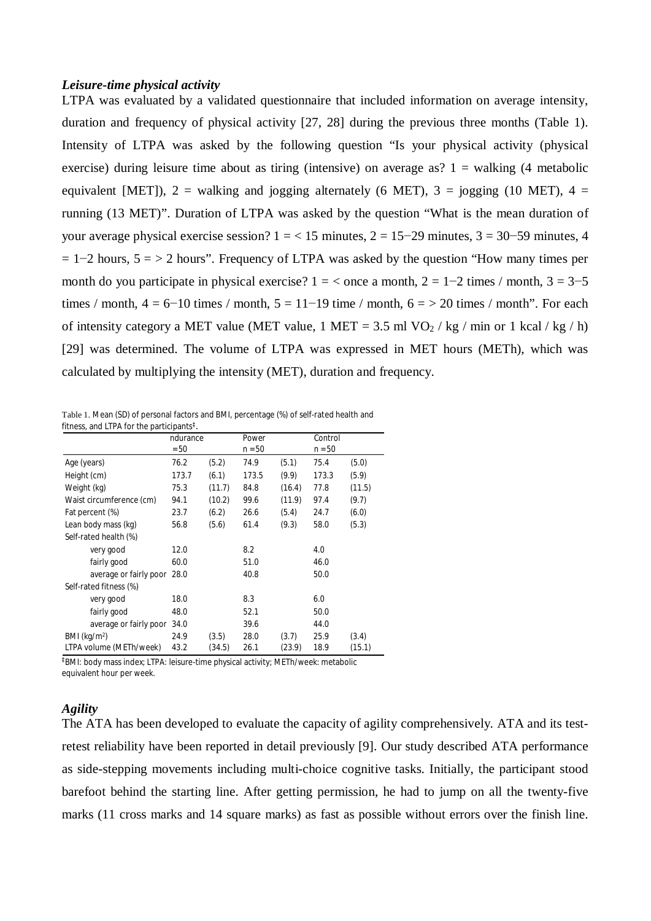### *Leisure-time physical activity*

LTPA was evaluated by a validated questionnaire that included information on average intensity, duration and frequency of physical activity [27, 28] during the previous three months (Table 1). Intensity of LTPA was asked by the following question "Is your physical activity (physical exercise) during leisure time about as tiring (intensive) on average as? 1 = walking (4 metabolic equivalent [MET]), 2 = walking and jogging alternately (6 MET), 3 = jogging (10 MET), 4 = running (13 MET)". Duration of LTPA was asked by the question "What is the mean duration of your average physical exercise session? 1 = < 15 minutes, 2 = 15−29 minutes, 3 = 30−59 minutes, 4 = 1−2 hours, 5 = > 2 hours". Frequency of LTPA was asked by the question "How many times per month do you participate in physical exercise? 1 = < once a month, 2 = 1−2 times / month, 3 = 3−5 times / month, 4 = 6−10 times / month, 5 = 11−19 time / month, 6 = > 20 times / month". For each of intensity category a MET value (MET value, 1 MET = 3.5 ml $VO_2$ / kg / min or 1 kcal / kg / h) [29] was determined. The volume of LTPA was expressed in MET hours (METh), which was calculated by multiplying the intensity (MET), duration and frequency.

Table 1. Mean (SD) of personal factors and BMI, percentage (%) of self-rated health and fitness, and LTPA for the participants‡.

| | ndurance | | Power | | Control | |
|---|---|---|---|---|---|---|
| | = 50 | | n = 50 | | n = 50 | |
| Age (years) | 76.2 | (5.2) | 74.9 | (5.1) | 75.4 | (5.0) |
| Height (cm) | 173.7 | (6.1) | 173.5 | (9.9) | 173.3 | (5.9) |
| Weight (kg) | 75.3 | (11.7) | 84.8 | (16.4) | 77.8 | (11.5) |
| Waist circumference (cm) | 94.1 | (10.2) | 99.6 | (11.9) | 97.4 | (9.7) |
| Fat percent (%) | 23.7 | (6.2) | 26.6 | (5.4) | 24.7 | (6.0) |
| Lean body mass (kg) | 56.8 | (5.6) | 61.4 | (9.3) | 58.0 | (5.3) |
| Self-rated health (%) | | | | | | |
| very good | 12.0 | | 8.2 | | 4.0 | |
| fairly good | 60.0 | | 51.0 | | 46.0 | |
| average or fairly poor | 28.0 | | 40.8 | | 50.0 | |
| Self-rated fitness (%) | | | | | | |
| very good | 18.0 | | 8.3 | | 6.0 | |
| fairly good | 48.0 | | 52.1 | | 50.0 | |
| average or fairly poor | 34.0 | | 39.6 | | 44.0 | |
| BMI ($kg/m^2$) | 24.9 | (3.5) | 28.0 | (3.7) | 25.9 | (3.4) |
| LTPA volume (METh/week) | 43.2 | (34.5) | 26.1 | (23.9) | 18.9 | (15.1) |

‡BMI: body mass index; LTPA: leisure-time physical activity; METh/week: metabolic equivalent hour per week.

### *Agility*

The ATA has been developed to evaluate the capacity of agility comprehensively. ATA and its test-retest reliability have been reported in detail previously [9]. Our study described ATA performance as side-stepping movements including multi-choice cognitive tasks. Initially, the participant stood barefoot behind the starting line. After getting permission, he had to jump on all the twenty-five marks (11 cross marks and 14 square marks) as fast as possible without errors over the finish line.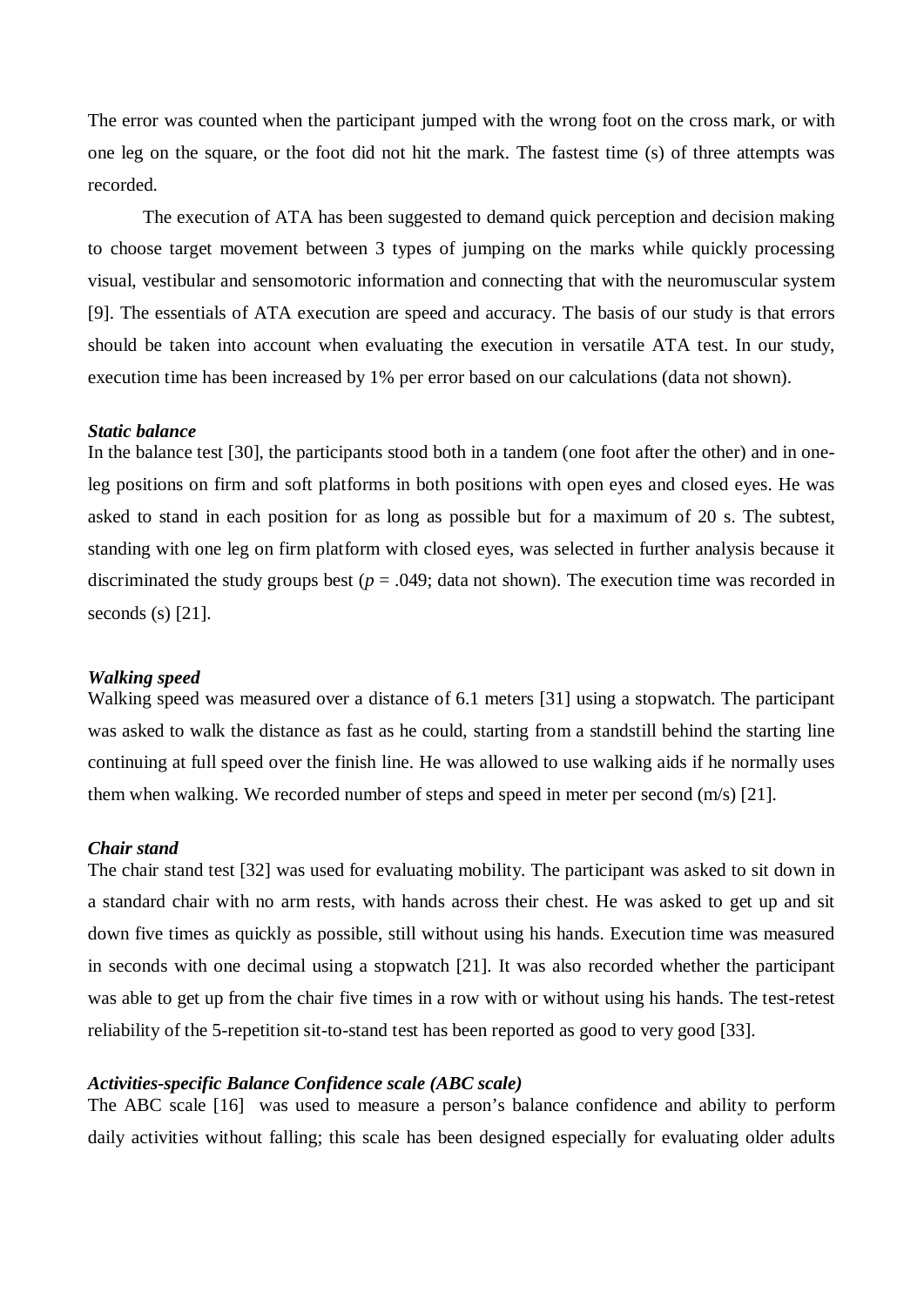The error was counted when the participant jumped with the wrong foot on the cross mark, or with one leg on the square, or the foot did not hit the mark. The fastest time (s) of three attempts was recorded.

The execution of ATA has been suggested to demand quick perception and decision making to choose target movement between 3 types of jumping on the marks while quickly processing visual, vestibular and sensomotoric information and connecting that with the neuromuscular system [9]. The essentials of ATA execution are speed and accuracy. The basis of our study is that errors should be taken into account when evaluating the execution in versatile ATA test. In our study, execution time has been increased by 1% per error based on our calculations (data not shown).

***Static balance***

In the balance test [30], the participants stood both in a tandem (one foot after the other) and in one-leg positions on firm and soft platforms in both positions with open eyes and closed eyes. He was asked to stand in each position for as long as possible but for a maximum of 20 s. The subtest, standing with one leg on firm platform with closed eyes, was selected in further analysis because it discriminated the study groups best ($p = .049$; data not shown). The execution time was recorded in seconds (s) [21].

***Walking speed***

Walking speed was measured over a distance of 6.1 meters [31] using a stopwatch. The participant was asked to walk the distance as fast as he could, starting from a standstill behind the starting line continuing at full speed over the finish line. He was allowed to use walking aids if he normally uses them when walking. We recorded number of steps and speed in meter per second (m/s) [21].

***Chair stand***

The chair stand test [32] was used for evaluating mobility. The participant was asked to sit down in a standard chair with no arm rests, with hands across their chest. He was asked to get up and sit down five times as quickly as possible, still without using his hands. Execution time was measured in seconds with one decimal using a stopwatch [21]. It was also recorded whether the participant was able to get up from the chair five times in a row with or without using his hands. The test-retest reliability of the 5-repetition sit-to-stand test has been reported as good to very good [33].

***Activities-specific Balance Confidence scale (ABC scale)***

The ABC scale [16] was used to measure a person's balance confidence and ability to perform daily activities without falling; this scale has been designed especially for evaluating older adults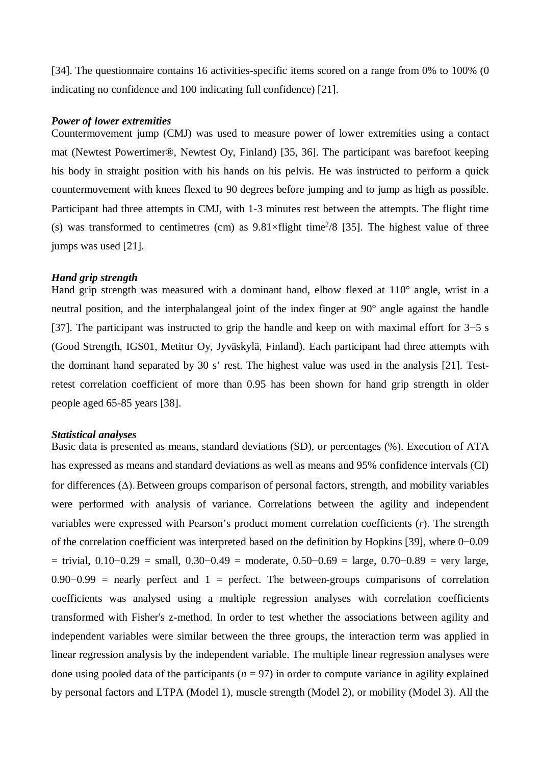[34]. The questionnaire contains 16 activities-specific items scored on a range from 0% to 100% (0 indicating no confidence and 100 indicating full confidence) [21].

### *Power of lower extremities*

Countermovement jump (CMJ) was used to measure power of lower extremities using a contact mat (Newtest Powertimer®, Newtest Oy, Finland) [35, 36]. The participant was barefoot keeping his body in straight position with his hands on his pelvis. He was instructed to perform a quick countermovement with knees flexed to 90 degrees before jumping and to jump as high as possible. Participant had three attempts in CMJ, with 1-3 minutes rest between the attempts. The flight time (s) was transformed to centimetres (cm) as $9.81 \times \text{flight time}^2/8$ [35]. The highest value of three jumps was used [21].

### *Hand grip strength*

Hand grip strength was measured with a dominant hand, elbow flexed at 110° angle, wrist in a neutral position, and the interphalangeal joint of the index finger at 90° angle against the handle [37]. The participant was instructed to grip the handle and keep on with maximal effort for 3−5 s (Good Strength, IGS01, Metitur Oy, Jyväskylä, Finland). Each participant had three attempts with the dominant hand separated by 30 s' rest. The highest value was used in the analysis [21]. Test-retest correlation coefficient of more than 0.95 has been shown for hand grip strength in older people aged 65-85 years [38].

### *Statistical analyses*

Basic data is presented as means, standard deviations (SD), or percentages (%). Execution of ATA has expressed as means and standard deviations as well as means and 95% confidence intervals (CI) for differences (Δ). Between groups comparison of personal factors, strength, and mobility variables were performed with analysis of variance. Correlations between the agility and independent variables were expressed with Pearson's product moment correlation coefficients ($r$). The strength of the correlation coefficient was interpreted based on the definition by Hopkins [39], where 0−0.09 = trivial, 0.10−0.29 = small, 0.30−0.49 = moderate, 0.50−0.69 = large, 0.70−0.89 = very large, 0.90−0.99 = nearly perfect and 1 = perfect. The between-groups comparisons of correlation coefficients was analysed using a multiple regression analyses with correlation coefficients transformed with Fisher's z-method. In order to test whether the associations between agility and independent variables were similar between the three groups, the interaction term was applied in linear regression analysis by the independent variable. The multiple linear regression analyses were done using pooled data of the participants ($n = 97$) in order to compute variance in agility explained by personal factors and LTPA (Model 1), muscle strength (Model 2), or mobility (Model 3). All the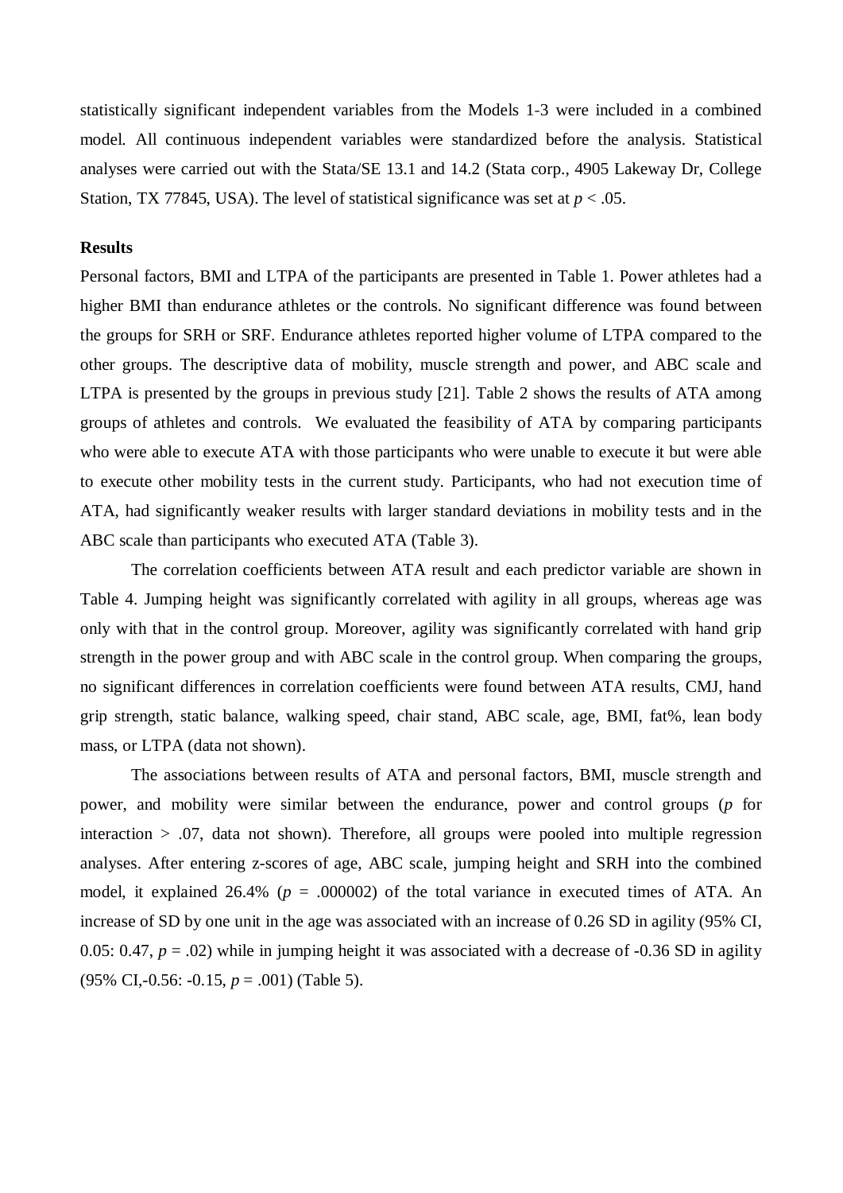statistically significant independent variables from the Models 1-3 were included in a combined model. All continuous independent variables were standardized before the analysis. Statistical analyses were carried out with the Stata/SE 13.1 and 14.2 (Stata corp., 4905 Lakeway Dr, College Station, TX 77845, USA). The level of statistical significance was set at $p < .05$.

**Results**

Personal factors, BMI and LTPA of the participants are presented in Table 1. Power athletes had a higher BMI than endurance athletes or the controls. No significant difference was found between the groups for SRH or SRF. Endurance athletes reported higher volume of LTPA compared to the other groups. The descriptive data of mobility, muscle strength and power, and ABC scale and LTPA is presented by the groups in previous study [21]. Table 2 shows the results of ATA among groups of athletes and controls. We evaluated the feasibility of ATA by comparing participants who were able to execute ATA with those participants who were unable to execute it but were able to execute other mobility tests in the current study. Participants, who had not execution time of ATA, had significantly weaker results with larger standard deviations in mobility tests and in the ABC scale than participants who executed ATA (Table 3).

The correlation coefficients between ATA result and each predictor variable are shown in Table 4. Jumping height was significantly correlated with agility in all groups, whereas age was only with that in the control group. Moreover, agility was significantly correlated with hand grip strength in the power group and with ABC scale in the control group. When comparing the groups, no significant differences in correlation coefficients were found between ATA results, CMJ, hand grip strength, static balance, walking speed, chair stand, ABC scale, age, BMI, fat%, lean body mass, or LTPA (data not shown).

The associations between results of ATA and personal factors, BMI, muscle strength and power, and mobility were similar between the endurance, power and control groups ($p$ for interaction $> .07$, data not shown). Therefore, all groups were pooled into multiple regression analyses. After entering z-scores of age, ABC scale, jumping height and SRH into the combined model, it explained 26.4% ($p = .000002$) of the total variance in executed times of ATA. An increase of SD by one unit in the age was associated with an increase of 0.26 SD in agility (95% CI, 0.05: 0.47, $p = .02$) while in jumping height it was associated with a decrease of -0.36 SD in agility (95% CI,-0.56: -0.15, $p = .001$) (Table 5).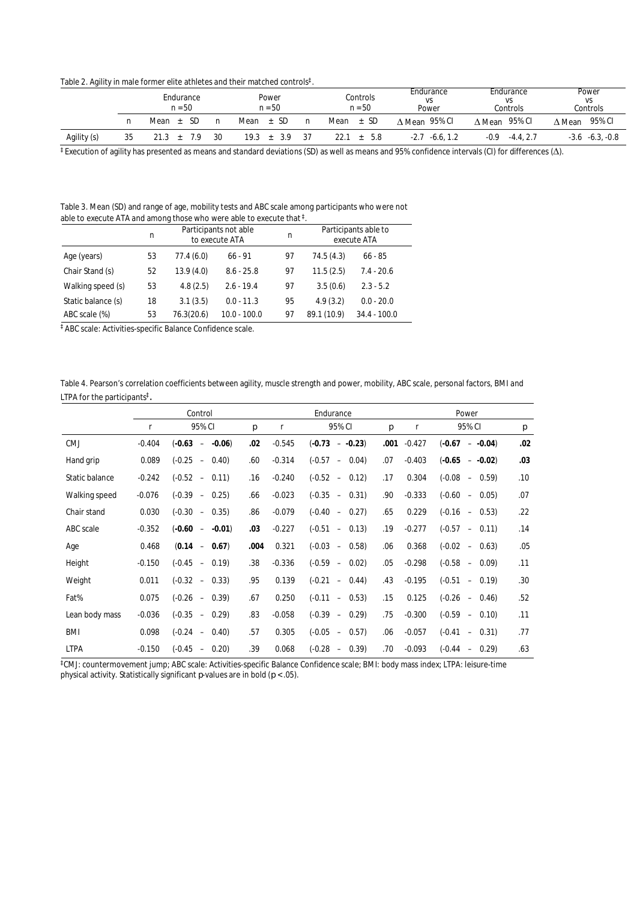Table 2. Agility in male former elite athletes and their matched controls‡.

| | Endurance n = 50 | | Power n = 50 | | Controls n = 50 | | Endurance vs Power | | Endurance vs Controls | | Power vs Controls | |
|---|---|---|---|---|---|---|---|---|---|---|---|---|
| | n | Mean ± SD | n | Mean ± SD | n | Mean ± SD | Δ Mean | 95% CI | Δ Mean | 95% CI | Δ Mean | 95% CI |
| Agility (s) | 35 | 21.3 ± 7.9 | 30 | 19.3 ± 3.9 | 37 | 22.1 ± 5.8 | -2.7 | -6.6, 1.2 | -0.9 | -4.4, 2.7 | -3.6 | -6.3, -0.8 |

‡ Execution of agility has presented as means and standard deviations (SD) as well as means and 95% confidence intervals (CI) for differences (Δ).

Table 3. Mean (SD) and range of age, mobility tests and ABC scale among participants who were not able to execute ATA and among those who were able to execute that ‡.

| | n | Participants not able to execute ATA | | n | Participants able to execute ATA | |
|---|---|---|---|---|---|---|
| Age (years) | 53 | 77.4 (6.0) | 66 - 91 | 97 | 74.5 (4.3) | 66 - 85 |
| Chair Stand (s) | 52 | 13.9 (4.0) | 8.6 - 25.8 | 97 | 11.5 (2.5) | 7.4 - 20.6 |
| Walking speed (s) | 53 | 4.8 (2.5) | 2.6 - 19.4 | 97 | 3.5 (0.6) | 2.3 - 5.2 |
| Static balance (s) | 18 | 3.1 (3.5) | 0.0 - 11.3 | 95 | 4.9 (3.2) | 0.0 - 20.0 |
| ABC scale (%) | 53 | 76.3(20.6) | 10.0 - 100.0 | 97 | 89.1 (10.9) | 34.4 - 100.0 |

‡ ABC scale: Activities-specific Balance Confidence scale.

Table 4. Pearson's correlation coefficients between agility, muscle strength and power, mobility, ABC scale, personal factors, BMI and LTPA for the participants‡.

| | Control | | | Endurance | | | Power | | |
|---|---|---|---|---|---|---|---|---|---|
| | r | 95% CI | p | r | 95% CI | p | r | 95% CI | p |
| CMJ | -0.404 | (**-0.63** – **-0.06**) | **.02** | -0.545 | (**-0.73** – **-0.23**) | **.001** | -0.427 | (**-0.67** – **-0.04**) | **.02** |
| Hand grip | 0.089 | (-0.25 – 0.40) | .60 | -0.314 | (-0.57 – 0.04) | .07 | -0.403 | (**-0.65** – **-0.02**) | **.03** |
| Static balance | -0.242 | (-0.52 – 0.11) | .16 | -0.240 | (-0.52 – 0.12) | .17 | 0.304 | (-0.08 – 0.59) | .10 |
| Walking speed | -0.076 | (-0.39 – 0.25) | .66 | -0.023 | (-0.35 – 0.31) | .90 | -0.333 | (-0.60 – 0.05) | .07 |
| Chair stand | 0.030 | (-0.30 – 0.35) | .86 | -0.079 | (-0.40 – 0.27) | .65 | 0.229 | (-0.16 – 0.53) | .22 |
| ABC scale | -0.352 | (**-0.60** – **-0.01**) | **.03** | -0.227 | (-0.51 – 0.13) | .19 | -0.277 | (-0.57 – 0.11) | .14 |
| Age | 0.468 | (**0.14** – **0.67**) | **.004** | 0.321 | (-0.03 – 0.58) | .06 | 0.368 | (-0.02 – 0.63) | .05 |
| Height | -0.150 | (-0.45 – 0.19) | .38 | -0.336 | (-0.59 – 0.02) | .05 | -0.298 | (-0.58 – 0.09) | .11 |
| Weight | 0.011 | (-0.32 – 0.33) | .95 | 0.139 | (-0.21 – 0.44) | .43 | -0.195 | (-0.51 – 0.19) | .30 |
| Fat% | 0.075 | (-0.26 – 0.39) | .67 | 0.250 | (-0.11 – 0.53) | .15 | 0.125 | (-0.26 – 0.46) | .52 |
| Lean body mass | -0.036 | (-0.35 – 0.29) | .83 | -0.058 | (-0.39 – 0.29) | .75 | -0.300 | (-0.59 – 0.10) | .11 |
| BMI | 0.098 | (-0.24 – 0.40) | .57 | 0.305 | (-0.05 – 0.57) | .06 | -0.057 | (-0.41 – 0.31) | .77 |
| LTPA | -0.150 | (-0.45 – 0.20) | .39 | 0.068 | (-0.28 – 0.39) | .70 | -0.093 | (-0.44 – 0.29) | .63 |

‡CMJ: countermovement jump; ABC scale: Activities-specific Balance Confidence scale; BMI: body mass index; LTPA: leisure-time physical activity. Statistically significant *p*-values are in bold ($p < .05$).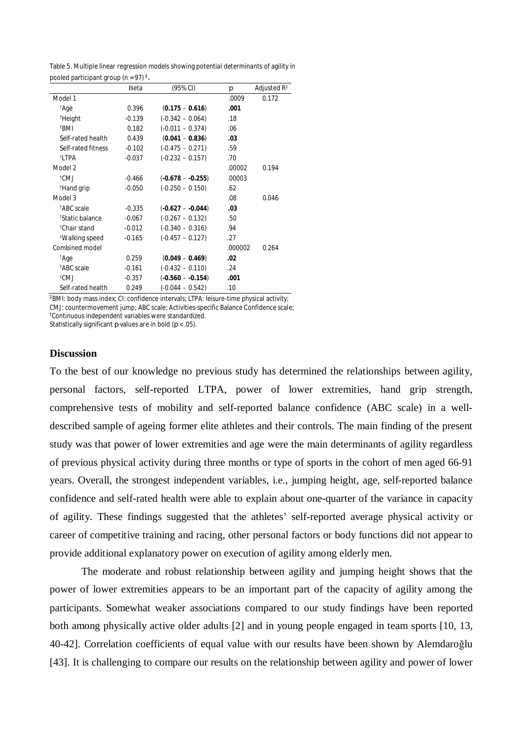Table 5. Multiple linear regression models showing potential determinants of agility in pooled participant group (n = 97) ‡.

| | Beta | (95% CI) | p | Adjusted $R^2$ |
|---|---|---|---|---|
| Model 1 | | | .0009 | 0.172 |
| †Age | 0.396 | (**0.175 – 0.616**) | **.001** | |
| †Height | -0.139 | (-0.342 – 0.064) | .18 | |
| †BMI | 0.182 | (-0.011 – 0.374) | .06 | |
| Self-rated health | 0.439 | (**0.041 – 0.836**) | **.03** | |
| Self-rated fitness | -0.102 | (-0.475 – 0.271) | .59 | |
| †LTPA | -0.037 | (-0.232 – 0.157) | .70 | |
| Model 2 | | | .00002 | 0.194 |
| †CMJ | -0.466 | (**-0.678 – -0.255**) | .00003 | |
| †Hand grip | -0.050 | (-0.250 – 0.150) | .62 | |
| Model 3 | | | .08 | 0.046 |
| †ABC scale | -0.335 | (**-0.627 – -0.044**) | **.03** | |
| †Static balance | -0.067 | (-0.267 – 0.132) | .50 | |
| †Chair stand | -0.012 | (-0.340 – 0.316) | .94 | |
| †Walking speed | -0.165 | (-0.457 – 0.127) | .27 | |
| Combined model | | | .000002 | 0.264 |
| †Age | 0.259 | (**0.049 – 0.469**) | **.02** | |
| †ABC scale | -0.161 | (-0.432 – 0.110) | .24 | |
| †CMJ | -0.357 | (**-0.560 – -0.154**) | **.001** | |
| Self-rated health | 0.249 | (-0.044 – 0.542) | .10 | |

‡BMI: body mass index; CI: confidence intervals; LTPA: leisure-time physical activity; CMJ: countermovement jump; ABC scale: Activities-specific Balance Confidence scale;
†Continuous independent variables were standardized.
Statistically significant p-values are in bold ($p < .05$).

## Discussion

To the best of our knowledge no previous study has determined the relationships between agility, personal factors, self-reported LTPA, power of lower extremities, hand grip strength, comprehensive tests of mobility and self-reported balance confidence (ABC scale) in a well-described sample of ageing former elite athletes and their controls. The main finding of the present study was that power of lower extremities and age were the main determinants of agility regardless of previous physical activity during three months or type of sports in the cohort of men aged 66-91 years. Overall, the strongest independent variables, i.e., jumping height, age, self-reported balance confidence and self-rated health were able to explain about one-quarter of the variance in capacity of agility. These findings suggested that the athletes' self-reported average physical activity or career of competitive training and racing, other personal factors or body functions did not appear to provide additional explanatory power on execution of agility among elderly men.

The moderate and robust relationship between agility and jumping height shows that the power of lower extremities appears to be an important part of the capacity of agility among the participants. Somewhat weaker associations compared to our study findings have been reported both among physically active older adults [2] and in young people engaged in team sports [10, 13, 40-42]. Correlation coefficients of equal value with our results have been shown by Alemdaroğlu [43]. It is challenging to compare our results on the relationship between agility and power of lower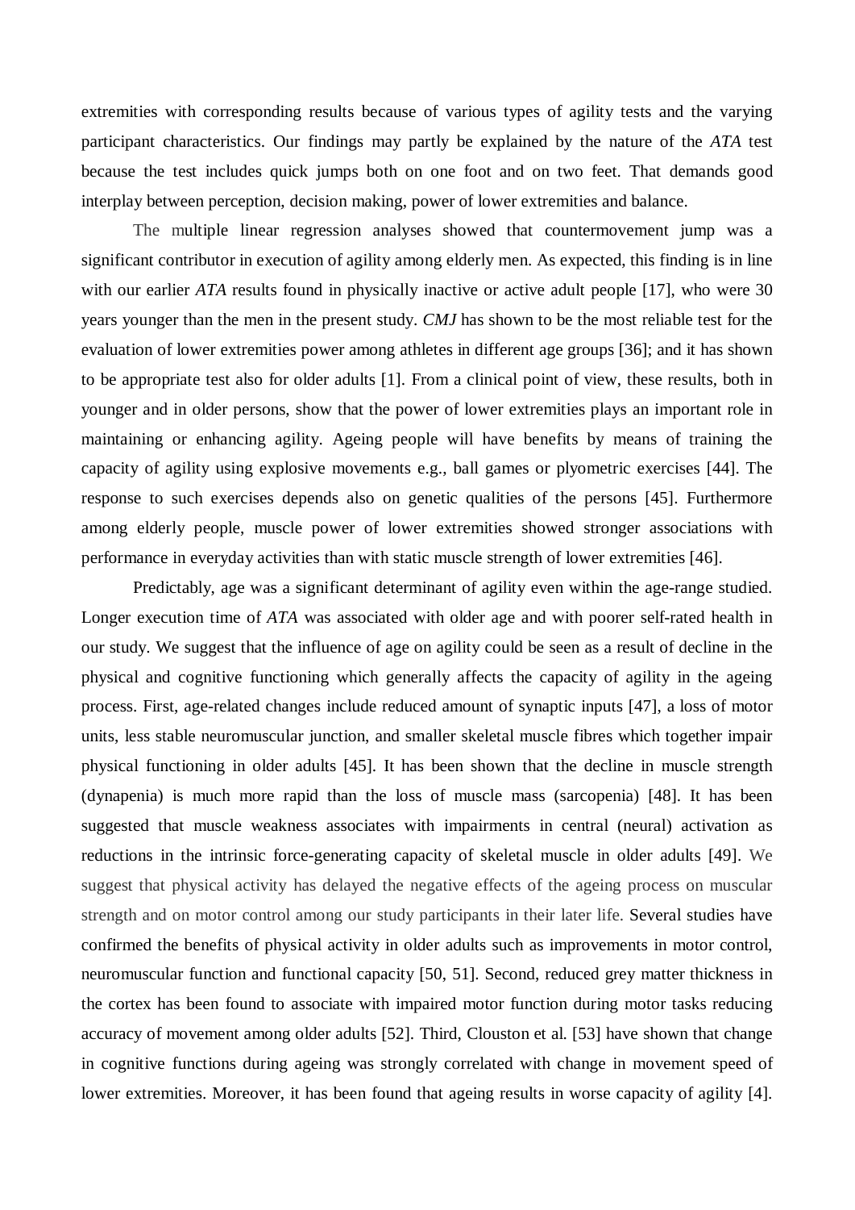extremities with corresponding results because of various types of agility tests and the varying participant characteristics. Our findings may partly be explained by the nature of the *ATA* test because the test includes quick jumps both on one foot and on two feet. That demands good interplay between perception, decision making, power of lower extremities and balance.

The multiple linear regression analyses showed that countermovement jump was a significant contributor in execution of agility among elderly men. As expected, this finding is in line with our earlier *ATA* results found in physically inactive or active adult people [17], who were 30 years younger than the men in the present study. *CMJ* has shown to be the most reliable test for the evaluation of lower extremities power among athletes in different age groups [36]; and it has shown to be appropriate test also for older adults [1]. From a clinical point of view, these results, both in younger and in older persons, show that the power of lower extremities plays an important role in maintaining or enhancing agility. Ageing people will have benefits by means of training the capacity of agility using explosive movements e.g., ball games or plyometric exercises [44]. The response to such exercises depends also on genetic qualities of the persons [45]. Furthermore among elderly people, muscle power of lower extremities showed stronger associations with performance in everyday activities than with static muscle strength of lower extremities [46].

Predictably, age was a significant determinant of agility even within the age-range studied. Longer execution time of *ATA* was associated with older age and with poorer self-rated health in our study. We suggest that the influence of age on agility could be seen as a result of decline in the physical and cognitive functioning which generally affects the capacity of agility in the ageing process. First, age-related changes include reduced amount of synaptic inputs [47], a loss of motor units, less stable neuromuscular junction, and smaller skeletal muscle fibres which together impair physical functioning in older adults [45]. It has been shown that the decline in muscle strength (dynapenia) is much more rapid than the loss of muscle mass (sarcopenia) [48]. It has been suggested that muscle weakness associates with impairments in central (neural) activation as reductions in the intrinsic force-generating capacity of skeletal muscle in older adults [49]. We suggest that physical activity has delayed the negative effects of the ageing process on muscular strength and on motor control among our study participants in their later life. Several studies have confirmed the benefits of physical activity in older adults such as improvements in motor control, neuromuscular function and functional capacity [50, 51]. Second, reduced grey matter thickness in the cortex has been found to associate with impaired motor function during motor tasks reducing accuracy of movement among older adults [52]. Third, Clouston et al. [53] have shown that change in cognitive functions during ageing was strongly correlated with change in movement speed of lower extremities. Moreover, it has been found that ageing results in worse capacity of agility [4].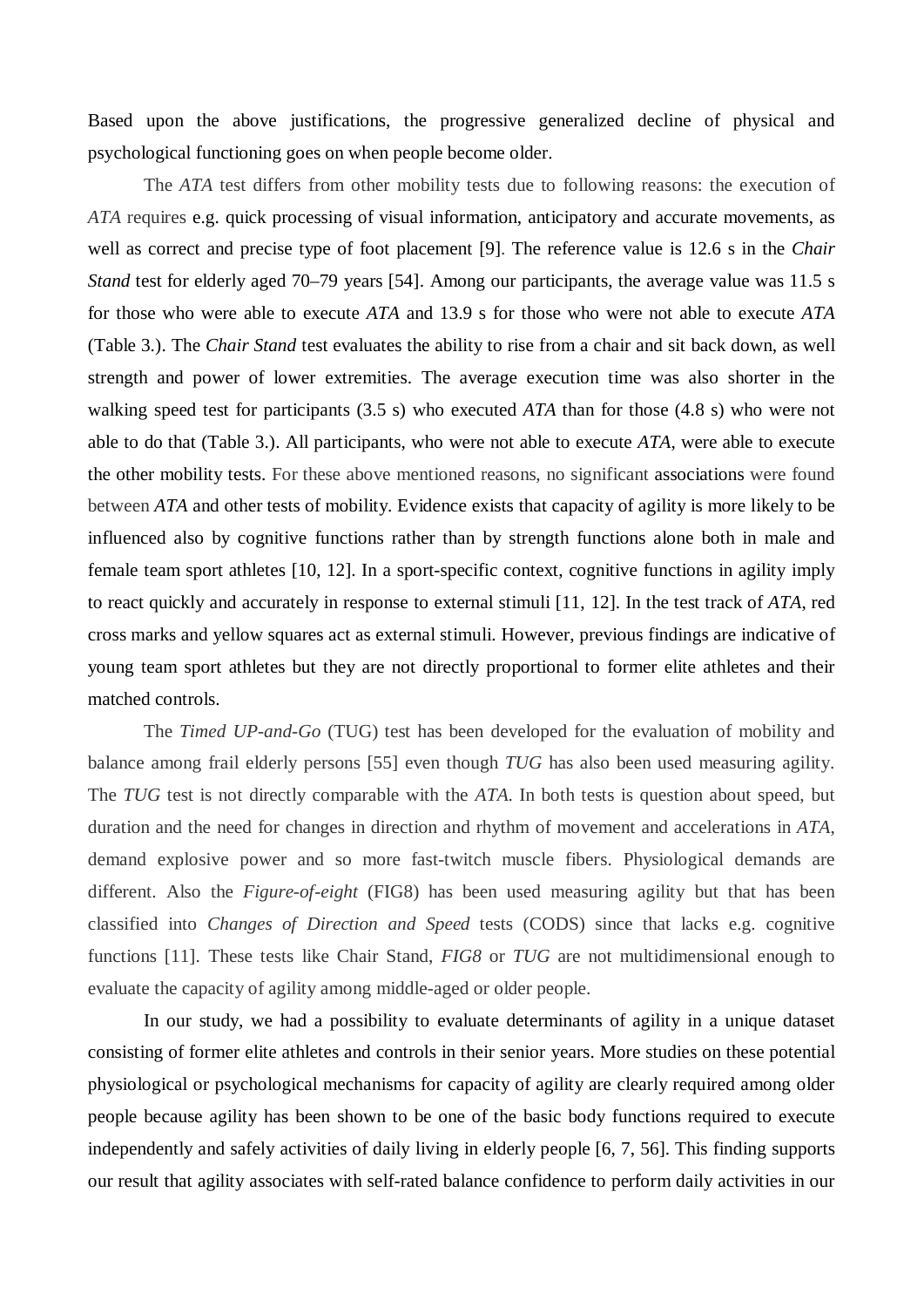Based upon the above justifications, the progressive generalized decline of physical and psychological functioning goes on when people become older.

The *ATA* test differs from other mobility tests due to following reasons: the execution of *ATA* requires e.g. quick processing of visual information, anticipatory and accurate movements, as well as correct and precise type of foot placement [9]. The reference value is 12.6 s in the *Chair Stand* test for elderly aged 70–79 years [54]. Among our participants, the average value was 11.5 s for those who were able to execute *ATA* and 13.9 s for those who were not able to execute *ATA* (Table 3.). The *Chair Stand* test evaluates the ability to rise from a chair and sit back down, as well strength and power of lower extremities. The average execution time was also shorter in the walking speed test for participants (3.5 s) who executed *ATA* than for those (4.8 s) who were not able to do that (Table 3.). All participants, who were not able to execute *ATA*, were able to execute the other mobility tests. For these above mentioned reasons, no significant associations were found between *ATA* and other tests of mobility. Evidence exists that capacity of agility is more likely to be influenced also by cognitive functions rather than by strength functions alone both in male and female team sport athletes [10, 12]. In a sport-specific context, cognitive functions in agility imply to react quickly and accurately in response to external stimuli [11, 12]. In the test track of *ATA*, red cross marks and yellow squares act as external stimuli. However, previous findings are indicative of young team sport athletes but they are not directly proportional to former elite athletes and their matched controls.

The *Timed UP-and-Go* (TUG) test has been developed for the evaluation of mobility and balance among frail elderly persons [55] even though *TUG* has also been used measuring agility. The *TUG* test is not directly comparable with the *ATA*. In both tests is question about speed, but duration and the need for changes in direction and rhythm of movement and accelerations in *ATA*, demand explosive power and so more fast-twitch muscle fibers. Physiological demands are different. Also the *Figure-of-eight* (FIG8) has been used measuring agility but that has been classified into *Changes of Direction and Speed* tests (CODS) since that lacks e.g. cognitive functions [11]. These tests like Chair Stand, *FIG8* or *TUG* are not multidimensional enough to evaluate the capacity of agility among middle-aged or older people.

In our study, we had a possibility to evaluate determinants of agility in a unique dataset consisting of former elite athletes and controls in their senior years. More studies on these potential physiological or psychological mechanisms for capacity of agility are clearly required among older people because agility has been shown to be one of the basic body functions required to execute independently and safely activities of daily living in elderly people [6, 7, 56]. This finding supports our result that agility associates with self-rated balance confidence to perform daily activities in our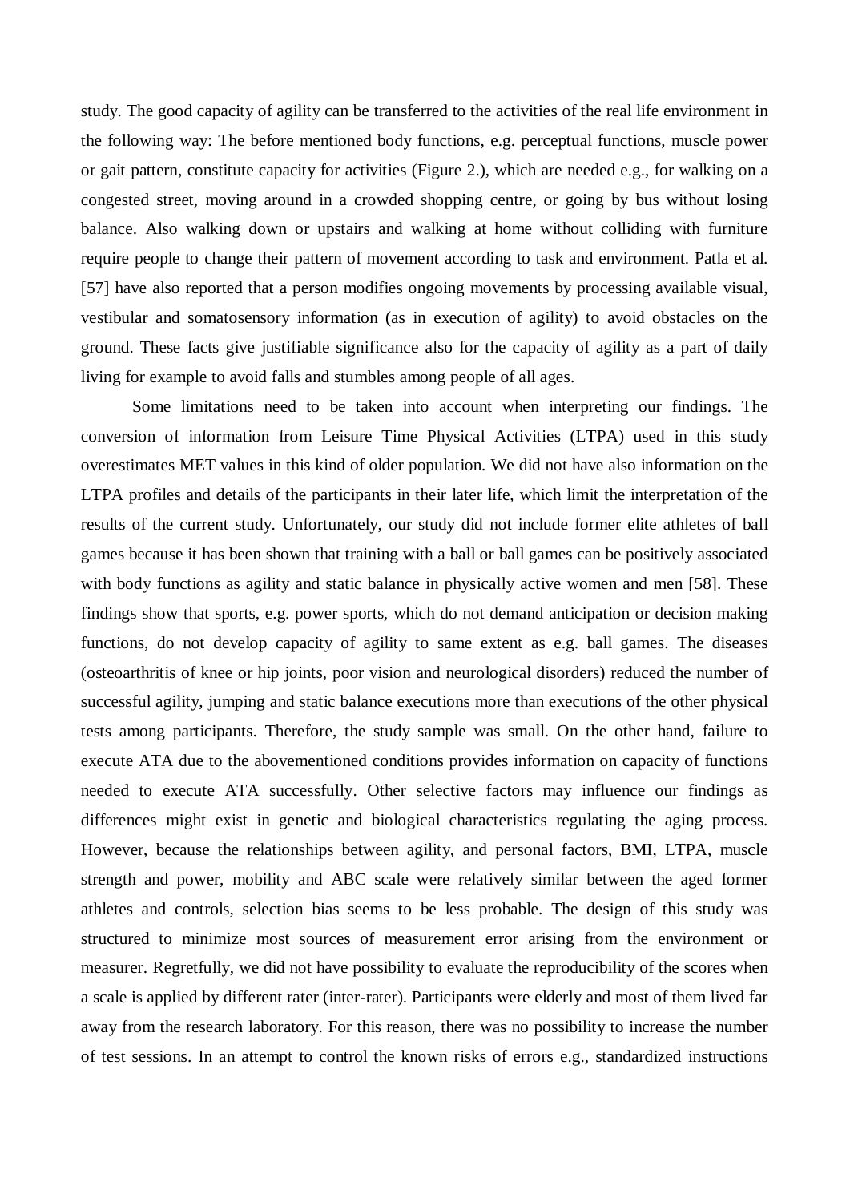study. The good capacity of agility can be transferred to the activities of the real life environment in the following way: The before mentioned body functions, e.g. perceptual functions, muscle power or gait pattern, constitute capacity for activities (Figure 2.), which are needed e.g., for walking on a congested street, moving around in a crowded shopping centre, or going by bus without losing balance. Also walking down or upstairs and walking at home without colliding with furniture require people to change their pattern of movement according to task and environment. Patla et al. [57] have also reported that a person modifies ongoing movements by processing available visual, vestibular and somatosensory information (as in execution of agility) to avoid obstacles on the ground. These facts give justifiable significance also for the capacity of agility as a part of daily living for example to avoid falls and stumbles among people of all ages.

Some limitations need to be taken into account when interpreting our findings. The conversion of information from Leisure Time Physical Activities (LTPA) used in this study overestimates MET values in this kind of older population. We did not have also information on the LTPA profiles and details of the participants in their later life, which limit the interpretation of the results of the current study. Unfortunately, our study did not include former elite athletes of ball games because it has been shown that training with a ball or ball games can be positively associated with body functions as agility and static balance in physically active women and men [58]. These findings show that sports, e.g. power sports, which do not demand anticipation or decision making functions, do not develop capacity of agility to same extent as e.g. ball games. The diseases (osteoarthritis of knee or hip joints, poor vision and neurological disorders) reduced the number of successful agility, jumping and static balance executions more than executions of the other physical tests among participants. Therefore, the study sample was small. On the other hand, failure to execute ATA due to the abovementioned conditions provides information on capacity of functions needed to execute ATA successfully. Other selective factors may influence our findings as differences might exist in genetic and biological characteristics regulating the aging process. However, because the relationships between agility, and personal factors, BMI, LTPA, muscle strength and power, mobility and ABC scale were relatively similar between the aged former athletes and controls, selection bias seems to be less probable. The design of this study was structured to minimize most sources of measurement error arising from the environment or measurer. Regretfully, we did not have possibility to evaluate the reproducibility of the scores when a scale is applied by different rater (inter-rater). Participants were elderly and most of them lived far away from the research laboratory. For this reason, there was no possibility to increase the number of test sessions. In an attempt to control the known risks of errors e.g., standardized instructions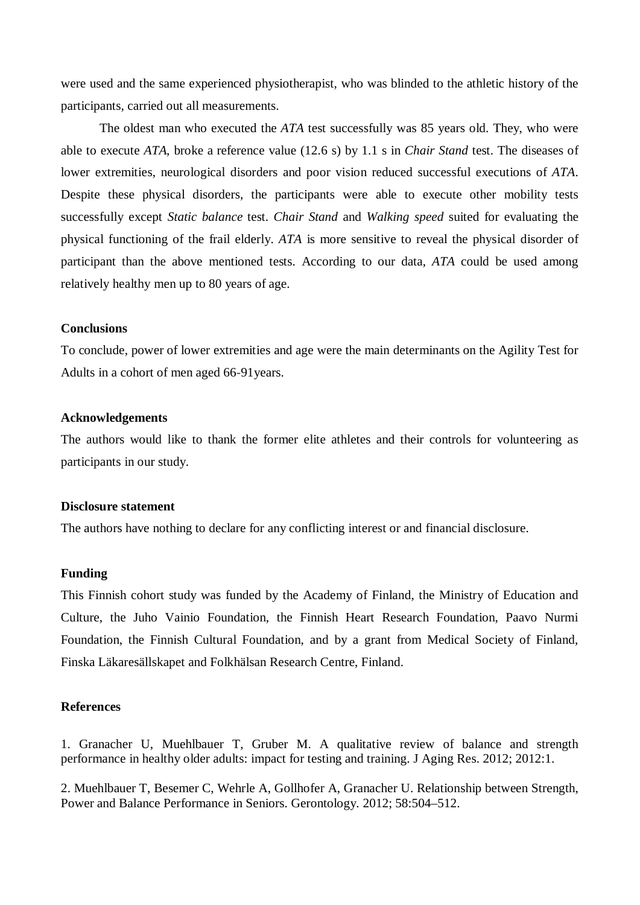were used and the same experienced physiotherapist, who was blinded to the athletic history of the participants, carried out all measurements.

The oldest man who executed the *ATA* test successfully was 85 years old. They, who were able to execute *ATA*, broke a reference value (12.6 s) by 1.1 s in *Chair Stand* test. The diseases of lower extremities, neurological disorders and poor vision reduced successful executions of *ATA*. Despite these physical disorders, the participants were able to execute other mobility tests successfully except *Static balance* test. *Chair Stand* and *Walking speed* suited for evaluating the physical functioning of the frail elderly. *ATA* is more sensitive to reveal the physical disorder of participant than the above mentioned tests. According to our data, *ATA* could be used among relatively healthy men up to 80 years of age.

**Conclusions**

To conclude, power of lower extremities and age were the main determinants on the Agility Test for Adults in a cohort of men aged 66-91years.

**Acknowledgements**

The authors would like to thank the former elite athletes and their controls for volunteering as participants in our study.

**Disclosure statement**

The authors have nothing to declare for any conflicting interest or and financial disclosure.

**Funding**

This Finnish cohort study was funded by the Academy of Finland, the Ministry of Education and Culture, the Juho Vainio Foundation, the Finnish Heart Research Foundation, Paavo Nurmi Foundation, the Finnish Cultural Foundation, and by a grant from Medical Society of Finland, Finska Läkaresällskapet and Folkhälsan Research Centre, Finland.

**References**

1. Granacher U, Muehlbauer T, Gruber M. A qualitative review of balance and strength performance in healthy older adults: impact for testing and training. J Aging Res. 2012; 2012:1.

2. Muehlbauer T, Besemer C, Wehrle A, Gollhofer A, Granacher U. Relationship between Strength, Power and Balance Performance in Seniors. Gerontology. 2012; 58:504–512.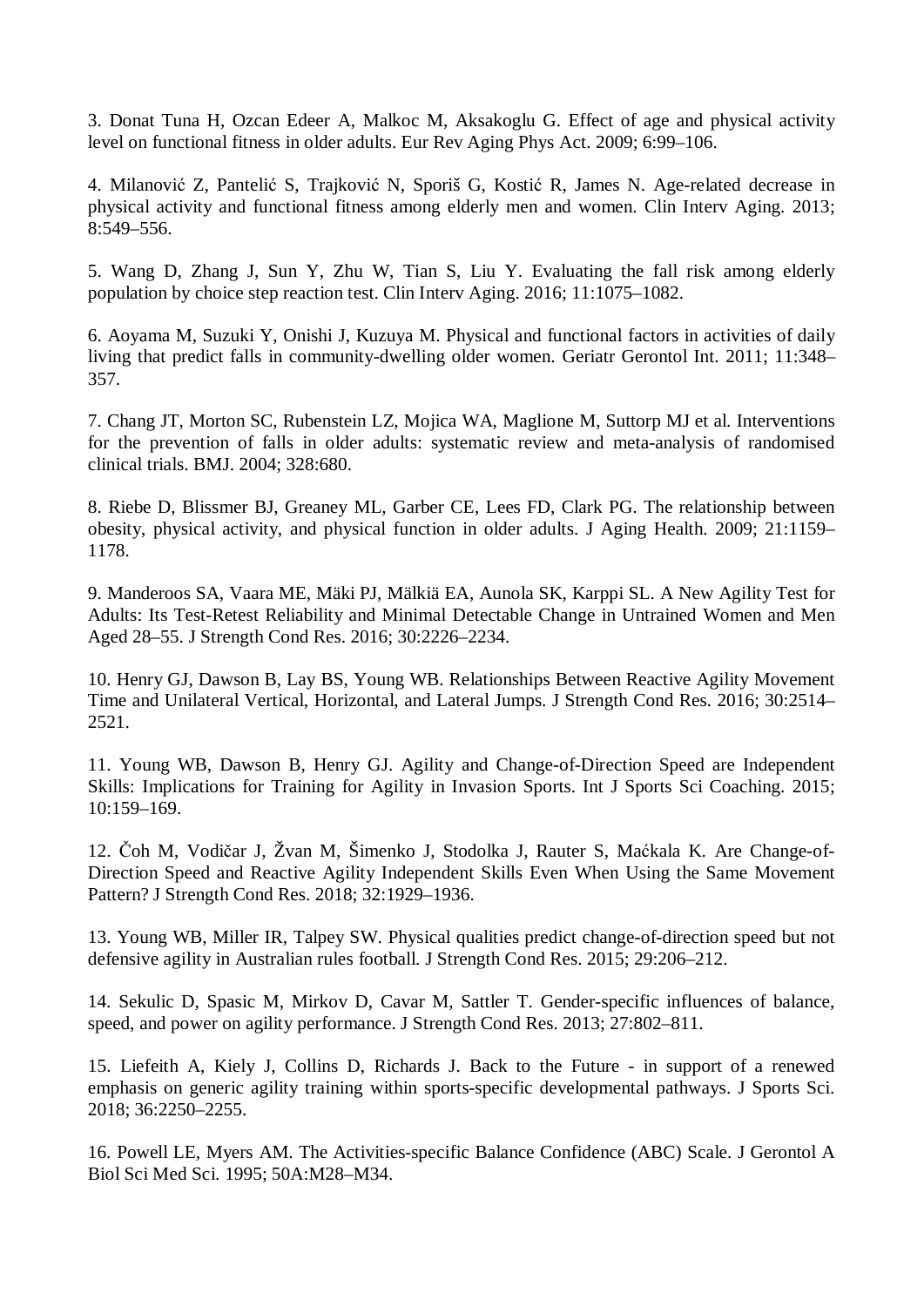3. Donat Tuna H, Ozcan Edeer A, Malkoc M, Aksakoglu G. Effect of age and physical activity level on functional fitness in older adults. Eur Rev Aging Phys Act. 2009; 6:99–106.

4. Milanović Z, Pantelić S, Trajković N, Sporiš G, Kostić R, James N. Age-related decrease in physical activity and functional fitness among elderly men and women. Clin Interv Aging. 2013; 8:549–556.

5. Wang D, Zhang J, Sun Y, Zhu W, Tian S, Liu Y. Evaluating the fall risk among elderly population by choice step reaction test. Clin Interv Aging. 2016; 11:1075–1082.

6. Aoyama M, Suzuki Y, Onishi J, Kuzuya M. Physical and functional factors in activities of daily living that predict falls in community-dwelling older women. Geriatr Gerontol Int. 2011; 11:348–357.

7. Chang JT, Morton SC, Rubenstein LZ, Mojica WA, Maglione M, Suttorp MJ et al. Interventions for the prevention of falls in older adults: systematic review and meta-analysis of randomised clinical trials. BMJ. 2004; 328:680.

8. Riebe D, Blissmer BJ, Greaney ML, Garber CE, Lees FD, Clark PG. The relationship between obesity, physical activity, and physical function in older adults. J Aging Health. 2009; 21:1159–1178.

9. Manderoos SA, Vaara ME, Mäki PJ, Mälkiä EA, Aunola SK, Karppi SL. A New Agility Test for Adults: Its Test-Retest Reliability and Minimal Detectable Change in Untrained Women and Men Aged 28–55. J Strength Cond Res. 2016; 30:2226–2234.

10. Henry GJ, Dawson B, Lay BS, Young WB. Relationships Between Reactive Agility Movement Time and Unilateral Vertical, Horizontal, and Lateral Jumps. J Strength Cond Res. 2016; 30:2514–2521.

11. Young WB, Dawson B, Henry GJ. Agility and Change-of-Direction Speed are Independent Skills: Implications for Training for Agility in Invasion Sports. Int J Sports Sci Coaching. 2015; 10:159–169.

12. Čoh M, Vodičar J, Žvan M, Šimenko J, Stodolka J, Rauter S, Maćkala K. Are Change-of-Direction Speed and Reactive Agility Independent Skills Even When Using the Same Movement Pattern? J Strength Cond Res. 2018; 32:1929–1936.

13. Young WB, Miller IR, Talpey SW. Physical qualities predict change-of-direction speed but not defensive agility in Australian rules football. J Strength Cond Res. 2015; 29:206–212.

14. Sekulic D, Spasic M, Mirkov D, Cavar M, Sattler T. Gender-specific influences of balance, speed, and power on agility performance. J Strength Cond Res. 2013; 27:802–811.

15. Liefeith A, Kiely J, Collins D, Richards J. Back to the Future - in support of a renewed emphasis on generic agility training within sports-specific developmental pathways. J Sports Sci. 2018; 36:2250–2255.

16. Powell LE, Myers AM. The Activities-specific Balance Confidence (ABC) Scale. J Gerontol A Biol Sci Med Sci. 1995; 50A:M28–M34.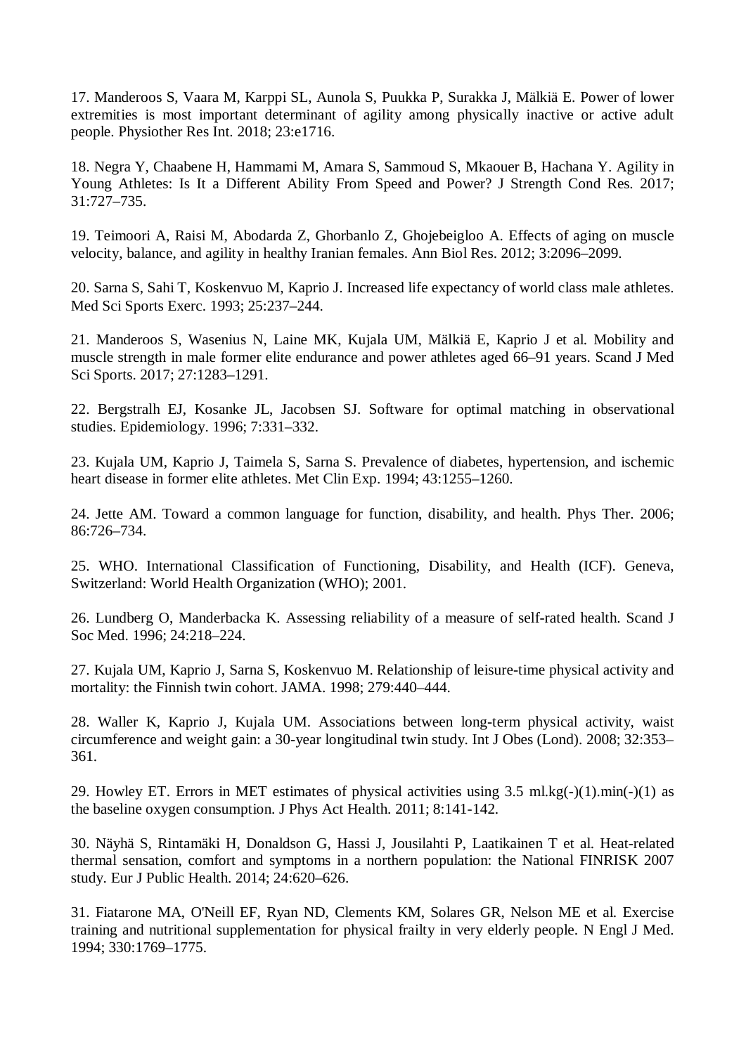17. Manderoos S, Vaara M, Karppi SL, Aunola S, Puukka P, Surakka J, Mälkiä E. Power of lower extremities is most important determinant of agility among physically inactive or active adult people. Physiother Res Int. 2018; 23:e1716.

18. Negra Y, Chaabene H, Hammami M, Amara S, Sammoud S, Mkaouer B, Hachana Y. Agility in Young Athletes: Is It a Different Ability From Speed and Power? J Strength Cond Res. 2017; 31:727–735.

19. Teimoori A, Raisi M, Abodarda Z, Ghorbanlo Z, Ghojebeigloo A. Effects of aging on muscle velocity, balance, and agility in healthy Iranian females. Ann Biol Res. 2012; 3:2096–2099.

20. Sarna S, Sahi T, Koskenvuo M, Kaprio J. Increased life expectancy of world class male athletes. Med Sci Sports Exerc. 1993; 25:237–244.

21. Manderoos S, Wasenius N, Laine MK, Kujala UM, Mälkiä E, Kaprio J et al. Mobility and muscle strength in male former elite endurance and power athletes aged 66–91 years. Scand J Med Sci Sports. 2017; 27:1283–1291.

22. Bergstralh EJ, Kosanke JL, Jacobsen SJ. Software for optimal matching in observational studies. Epidemiology. 1996; 7:331–332.

23. Kujala UM, Kaprio J, Taimela S, Sarna S. Prevalence of diabetes, hypertension, and ischemic heart disease in former elite athletes. Met Clin Exp. 1994; 43:1255–1260.

24. Jette AM. Toward a common language for function, disability, and health. Phys Ther. 2006; 86:726–734.

25. WHO. International Classification of Functioning, Disability, and Health (ICF). Geneva, Switzerland: World Health Organization (WHO); 2001.

26. Lundberg O, Manderbacka K. Assessing reliability of a measure of self-rated health. Scand J Soc Med. 1996; 24:218–224.

27. Kujala UM, Kaprio J, Sarna S, Koskenvuo M. Relationship of leisure-time physical activity and mortality: the Finnish twin cohort. JAMA. 1998; 279:440–444.

28. Waller K, Kaprio J, Kujala UM. Associations between long-term physical activity, waist circumference and weight gain: a 30-year longitudinal twin study. Int J Obes (Lond). 2008; 32:353–361.

29. Howley ET. Errors in MET estimates of physical activities using 3.5 ml.kg(-)(1).min(-)(1) as the baseline oxygen consumption. J Phys Act Health. 2011; 8:141-142.

30. Näyhä S, Rintamäki H, Donaldson G, Hassi J, Jousilahti P, Laatikainen T et al. Heat-related thermal sensation, comfort and symptoms in a northern population: the National FINRISK 2007 study. Eur J Public Health. 2014; 24:620–626.

31. Fiatarone MA, O'Neill EF, Ryan ND, Clements KM, Solares GR, Nelson ME et al. Exercise training and nutritional supplementation for physical frailty in very elderly people. N Engl J Med. 1994; 330:1769–1775.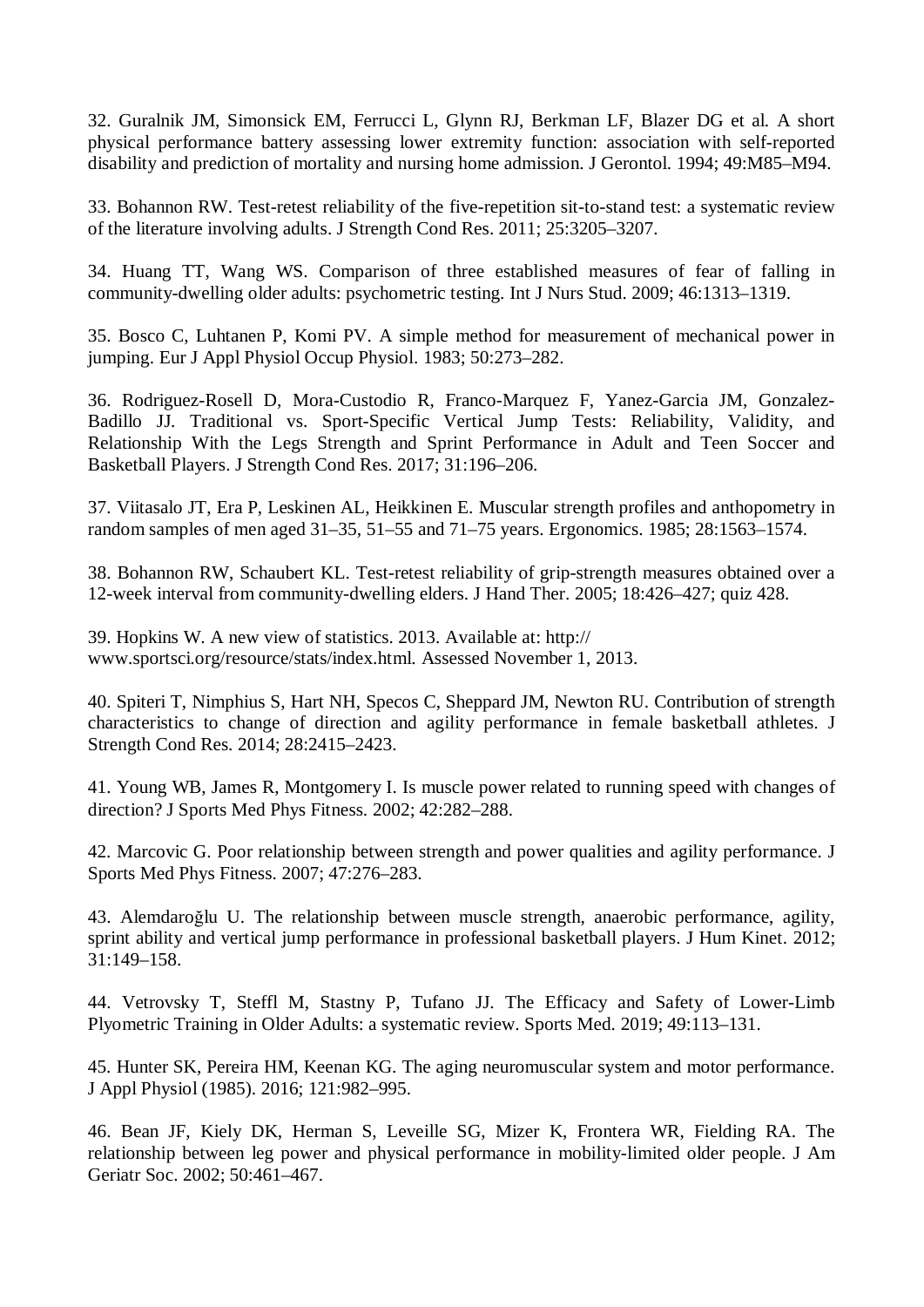32. Guralnik JM, Simonsick EM, Ferrucci L, Glynn RJ, Berkman LF, Blazer DG et al. A short physical performance battery assessing lower extremity function: association with self-reported disability and prediction of mortality and nursing home admission. J Gerontol. 1994; 49:M85–M94.

33. Bohannon RW. Test-retest reliability of the five-repetition sit-to-stand test: a systematic review of the literature involving adults. J Strength Cond Res. 2011; 25:3205–3207.

34. Huang TT, Wang WS. Comparison of three established measures of fear of falling in community-dwelling older adults: psychometric testing. Int J Nurs Stud. 2009; 46:1313–1319.

35. Bosco C, Luhtanen P, Komi PV. A simple method for measurement of mechanical power in jumping. Eur J Appl Physiol Occup Physiol. 1983; 50:273–282.

36. Rodriguez-Rosell D, Mora-Custodio R, Franco-Marquez F, Yanez-Garcia JM, Gonzalez-Badillo JJ. Traditional vs. Sport-Specific Vertical Jump Tests: Reliability, Validity, and Relationship With the Legs Strength and Sprint Performance in Adult and Teen Soccer and Basketball Players. J Strength Cond Res. 2017; 31:196–206.

37. Viitasalo JT, Era P, Leskinen AL, Heikkinen E. Muscular strength profiles and anthopometry in random samples of men aged 31–35, 51–55 and 71–75 years. Ergonomics. 1985; 28:1563–1574.

38. Bohannon RW, Schaubert KL. Test-retest reliability of grip-strength measures obtained over a 12-week interval from community-dwelling elders. J Hand Ther. 2005; 18:426–427; quiz 428.

39. Hopkins W. A new view of statistics. 2013. Available at: http:// www.sportsci.org/resource/stats/index.html. Assessed November 1, 2013.

40. Spiteri T, Nimphius S, Hart NH, Specos C, Sheppard JM, Newton RU. Contribution of strength characteristics to change of direction and agility performance in female basketball athletes. J Strength Cond Res. 2014; 28:2415–2423.

41. Young WB, James R, Montgomery I. Is muscle power related to running speed with changes of direction? J Sports Med Phys Fitness. 2002; 42:282–288.

42. Marcovic G. Poor relationship between strength and power qualities and agility performance. J Sports Med Phys Fitness. 2007; 47:276–283.

43. Alemdaroğlu U. The relationship between muscle strength, anaerobic performance, agility, sprint ability and vertical jump performance in professional basketball players. J Hum Kinet. 2012; 31:149–158.

44. Vetrovsky T, Steffl M, Stastny P, Tufano JJ. The Efficacy and Safety of Lower-Limb Plyometric Training in Older Adults: a systematic review. Sports Med. 2019; 49:113–131.

45. Hunter SK, Pereira HM, Keenan KG. The aging neuromuscular system and motor performance. J Appl Physiol (1985). 2016; 121:982–995.

46. Bean JF, Kiely DK, Herman S, Leveille SG, Mizer K, Frontera WR, Fielding RA. The relationship between leg power and physical performance in mobility-limited older people. J Am Geriatr Soc. 2002; 50:461–467.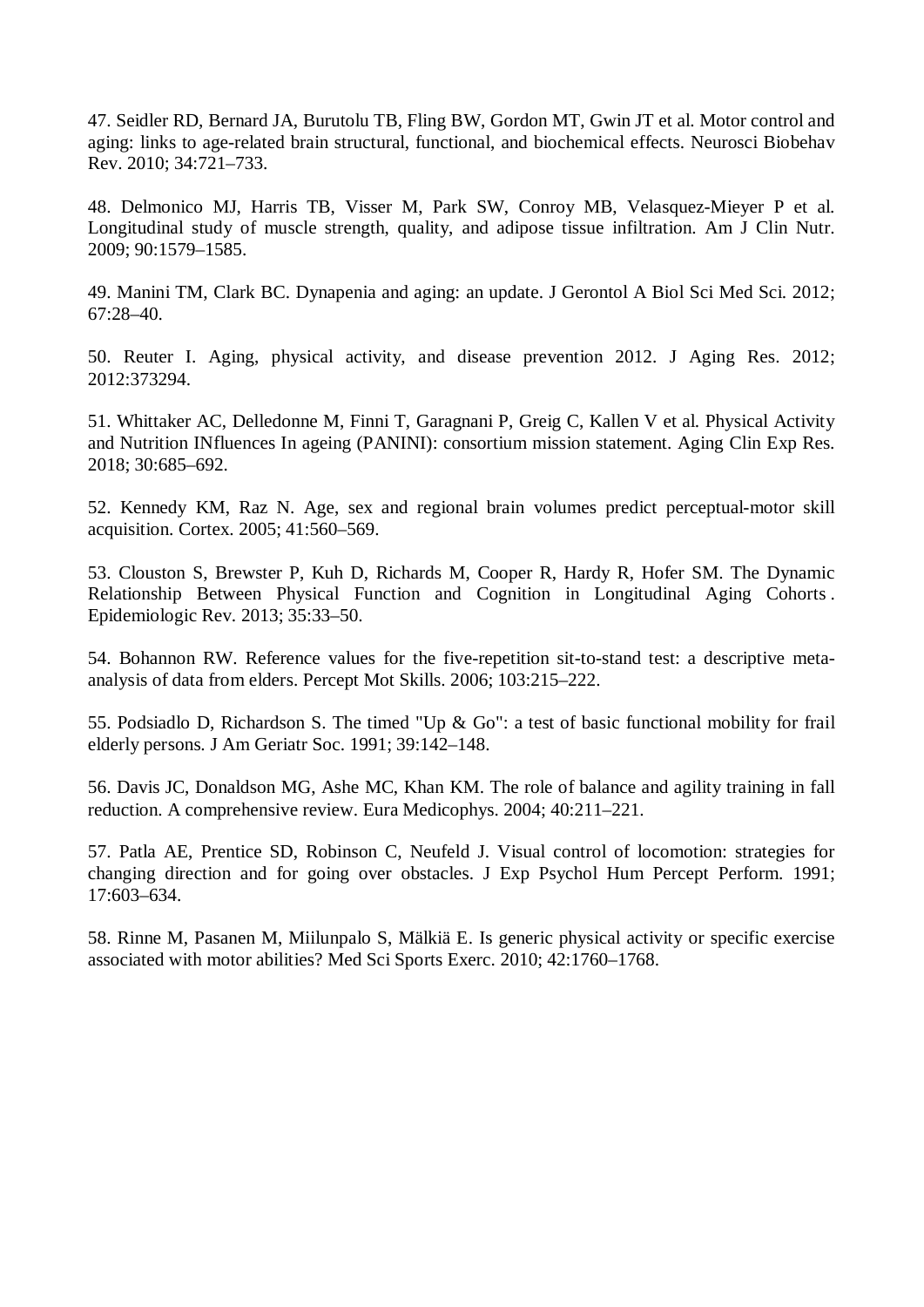47. Seidler RD, Bernard JA, Burutolu TB, Fling BW, Gordon MT, Gwin JT et al. Motor control and aging: links to age-related brain structural, functional, and biochemical effects. Neurosci Biobehav Rev. 2010; 34:721–733.

48. Delmonico MJ, Harris TB, Visser M, Park SW, Conroy MB, Velasquez-Mieyer P et al. Longitudinal study of muscle strength, quality, and adipose tissue infiltration. Am J Clin Nutr. 2009; 90:1579–1585.

49. Manini TM, Clark BC. Dynapenia and aging: an update. J Gerontol A Biol Sci Med Sci. 2012; 67:28–40.

50. Reuter I. Aging, physical activity, and disease prevention 2012. J Aging Res. 2012; 2012:373294.

51. Whittaker AC, Delledonne M, Finni T, Garagnani P, Greig C, Kallen V et al. Physical Activity and Nutrition INfluences In ageing (PANINI): consortium mission statement. Aging Clin Exp Res. 2018; 30:685–692.

52. Kennedy KM, Raz N. Age, sex and regional brain volumes predict perceptual-motor skill acquisition. Cortex. 2005; 41:560–569.

53. Clouston S, Brewster P, Kuh D, Richards M, Cooper R, Hardy R, Hofer SM. The Dynamic Relationship Between Physical Function and Cognition in Longitudinal Aging Cohorts. Epidemiologic Rev. 2013; 35:33–50.

54. Bohannon RW. Reference values for the five-repetition sit-to-stand test: a descriptive meta-analysis of data from elders. Percept Mot Skills. 2006; 103:215–222.

55. Podsiadlo D, Richardson S. The timed "Up & Go": a test of basic functional mobility for frail elderly persons. J Am Geriatr Soc. 1991; 39:142–148.

56. Davis JC, Donaldson MG, Ashe MC, Khan KM. The role of balance and agility training in fall reduction. A comprehensive review. Eura Medicophys. 2004; 40:211–221.

57. Patla AE, Prentice SD, Robinson C, Neufeld J. Visual control of locomotion: strategies for changing direction and for going over obstacles. J Exp Psychol Hum Percept Perform. 1991; 17:603–634.

58. Rinne M, Pasanen M, Miilunpalo S, Mälkiä E. Is generic physical activity or specific exercise associated with motor abilities? Med Sci Sports Exerc. 2010; 42:1760–1768.